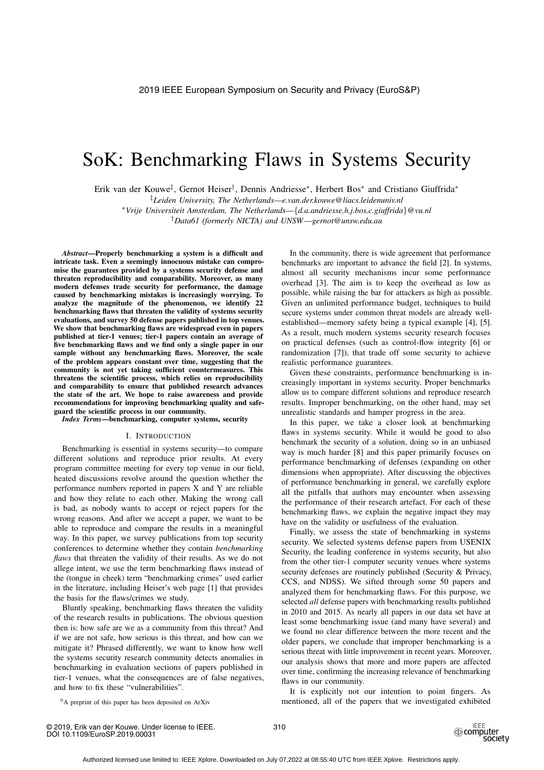# SoK: Benchmarking Flaws in Systems Security

Erik van der Kouwe[‡], Gernot Heiser[†], Dennis Andriesse[*], Herbert Bos[*] and Cristiano Giuffrida[*]

[‡]*Leiden University, The Netherlands—e.van.der.kouwe@liacs.leidenuniv.nl*

[*]*Vrije Universiteit Amsterdam, The Netherlands—{d.a.andriesse,h.j.bos,c.giuffrida}@vu.nl*

[†]*Data61 (formerly NICTA) and UNSW—gernot@unsw.edu.au*

***Abstract*—Properly benchmarking a system is a difficult and intricate task. Even a seemingly innocuous mistake can compromise the guarantees provided by a systems security defense and threaten reproducibility and comparability. Moreover, as many modern defenses trade security for performance, the damage caused by benchmarking mistakes is increasingly worrying. To analyze the magnitude of the phenomenon, we identify 22 benchmarking flaws that threaten the validity of systems security evaluations, and survey 50 defense papers published in top venues. We show that benchmarking flaws are widespread even in papers published at tier-1 venues; tier-1 papers contain an average of five benchmarking flaws and we find only a single paper in our sample without any benchmarking flaws. Moreover, the scale of the problem appears constant over time, suggesting that the community is not yet taking sufficient countermeasures. This threatens the scientific process, which relies on reproducibility and comparability to ensure that published research advances the state of the art. We hope to raise awareness and provide recommendations for improving benchmarking quality and safeguard the scientific process in our community.**

***Index Terms*—benchmarking, computer systems, security**

## I. Introduction

Benchmarking is essential in systems security—to compare different solutions and reproduce prior results. At every program committee meeting for every top venue in our field, heated discussions revolve around the question whether the performance numbers reported in papers X and Y are reliable and how they relate to each other. Making the wrong call is bad, as nobody wants to accept or reject papers for the wrong reasons. And after we accept a paper, we want to be able to reproduce and compare the results in a meaningful way. In this paper, we survey publications from top security conferences to determine whether they contain *benchmarking flaws* that threaten the validity of their results. As we do not allege intent, we use the term benchmarking flaws instead of the (tongue in cheek) term "benchmarking crimes" used earlier in the literature, including Heiser's web page [1] that provides the basis for the flaws/crimes we study.

Bluntly speaking, benchmarking flaws threaten the validity of the research results in publications. The obvious question then is: how safe are we as a community from this threat? And if we are not safe, how serious is this threat, and how can we mitigate it? Phrased differently, we want to know how well the systems security research community detects anomalies in benchmarking in evaluation sections of papers published in tier-1 venues, what the consequences are of false negatives, and how to fix these "vulnerabilities".

[0]A preprint of this paper has been deposited on ArXiv

In the community, there is wide agreement that performance benchmarks are important to advance the field [2]. In systems, almost all security mechanisms incur some performance overhead [3]. The aim is to keep the overhead as low as possible, while raising the bar for attackers as high as possible. Given an unlimited performance budget, techniques to build secure systems under common threat models are already well-established—memory safety being a typical example [4], [5]. As a result, much modern systems security research focuses on practical defenses (such as control-flow integrity [6] or randomization [7]), that trade off some security to achieve realistic performance guarantees.

Given these constraints, performance benchmarking is increasingly important in systems security. Proper benchmarks allow us to compare different solutions and reproduce research results. Improper benchmarking, on the other hand, may set unrealistic standards and hamper progress in the area.

In this paper, we take a closer look at benchmarking flaws in systems security. While it would be good to also benchmark the security of a solution, doing so in an unbiased way is much harder [8] and this paper primarily focuses on performance benchmarking of defenses (expanding on other dimensions when appropriate). After discussing the objectives of performance benchmarking in general, we carefully explore all the pitfalls that authors may encounter when assessing the performance of their research artefact. For each of these benchmarking flaws, we explain the negative impact they may have on the validity or usefulness of the evaluation.

Finally, we assess the state of benchmarking in systems security. We selected systems defense papers from USENIX Security, the leading conference in systems security, but also from the other tier-1 computer security venues where systems security defenses are routinely published (Security & Privacy, CCS, and NDSS). We sifted through some 50 papers and analyzed them for benchmarking flaws. For this purpose, we selected *all* defense papers with benchmarking results published in 2010 and 2015. As nearly all papers in our data set have at least some benchmarking issue (and many have several) and we found no clear difference between the more recent and the older papers, we conclude that improper benchmarking is a serious threat with little improvement in recent years. Moreover, our analysis shows that more and more papers are affected over time, confirming the increasing relevance of benchmarking flaws in our community.

It is explicitly not our intention to point fingers. As mentioned, all of the papers that we investigated exhibited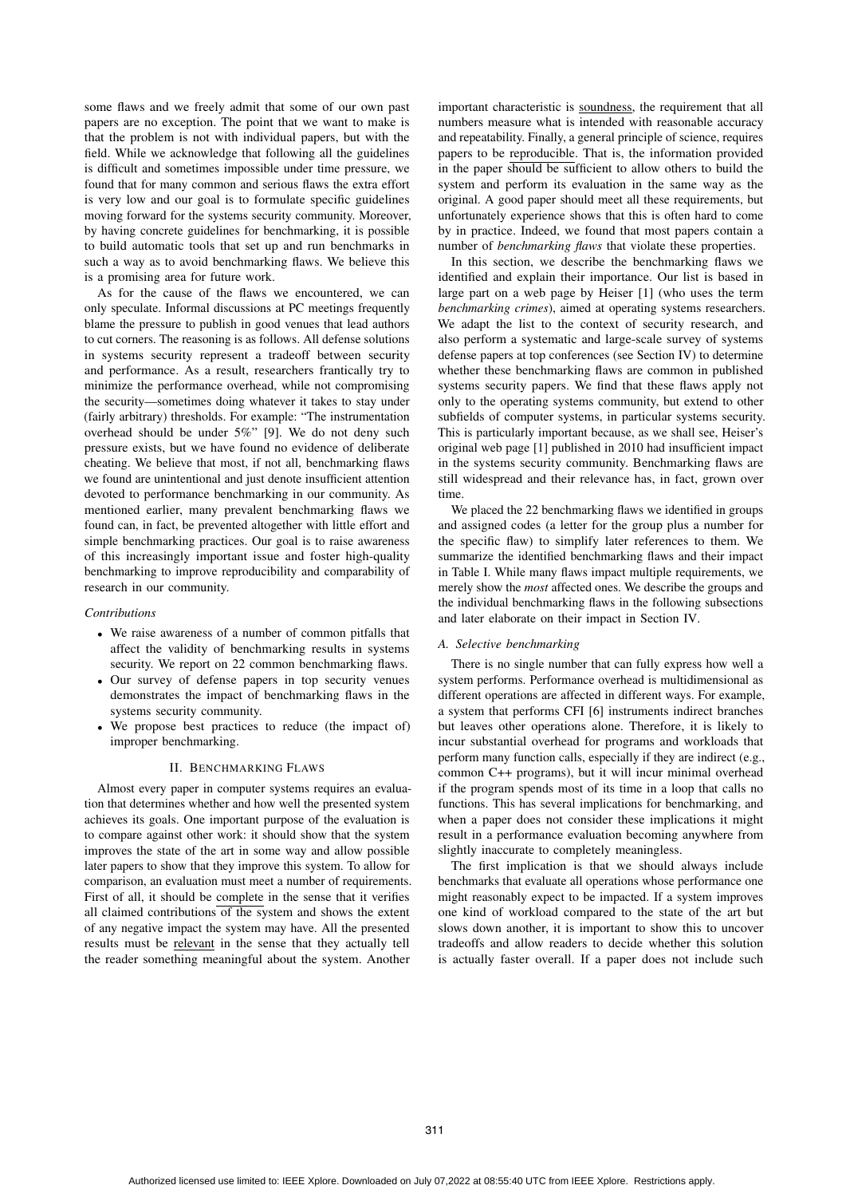some flaws and we freely admit that some of our own past papers are no exception. The point that we want to make is that the problem is not with individual papers, but with the field. While we acknowledge that following all the guidelines is difficult and sometimes impossible under time pressure, we found that for many common and serious flaws the extra effort is very low and our goal is to formulate specific guidelines moving forward for the systems security community. Moreover, by having concrete guidelines for benchmarking, it is possible to build automatic tools that set up and run benchmarks in such a way as to avoid benchmarking flaws. We believe this is a promising area for future work.

As for the cause of the flaws we encountered, we can only speculate. Informal discussions at PC meetings frequently blame the pressure to publish in good venues that lead authors to cut corners. The reasoning is as follows. All defense solutions in systems security represent a tradeoff between security and performance. As a result, researchers frantically try to minimize the performance overhead, while not compromising the security—sometimes doing whatever it takes to stay under (fairly arbitrary) thresholds. For example: "The instrumentation overhead should be under 5%" [9]. We do not deny such pressure exists, but we have found no evidence of deliberate cheating. We believe that most, if not all, benchmarking flaws we found are unintentional and just denote insufficient attention devoted to performance benchmarking in our community. As mentioned earlier, many prevalent benchmarking flaws we found can, in fact, be prevented altogether with little effort and simple benchmarking practices. Our goal is to raise awareness of this increasingly important issue and foster high-quality benchmarking to improve reproducibility and comparability of research in our community.

*Contributions*

- We raise awareness of a number of common pitfalls that affect the validity of benchmarking results in systems security. We report on 22 common benchmarking flaws.
- Our survey of defense papers in top security venues demonstrates the impact of benchmarking flaws in the systems security community.
- We propose best practices to reduce (the impact of) improper benchmarking.

## II. Benchmarking Flaws

Almost every paper in computer systems requires an evaluation that determines whether and how well the presented system achieves its goals. One important purpose of the evaluation is to compare against other work: it should show that the system improves the state of the art in some way and allow possible later papers to show that they improve this system. To allow for comparison, an evaluation must meet a number of requirements. First of all, it should be complete in the sense that it verifies all claimed contributions of the system and shows the extent of any negative impact the system may have. All the presented results must be relevant in the sense that they actually tell the reader something meaningful about the system. Another important characteristic is soundness, the requirement that all numbers measure what is intended with reasonable accuracy and repeatability. Finally, a general principle of science, requires papers to be reproducible. That is, the information provided in the paper should be sufficient to allow others to build the system and perform its evaluation in the same way as the original. A good paper should meet all these requirements, but unfortunately experience shows that this is often hard to come by in practice. Indeed, we found that most papers contain a number of *benchmarking flaws* that violate these properties.

In this section, we describe the benchmarking flaws we identified and explain their importance. Our list is based in large part on a web page by Heiser [1] (who uses the term *benchmarking crimes*), aimed at operating systems researchers. We adapt the list to the context of security research, and also perform a systematic and large-scale survey of systems defense papers at top conferences (see Section IV) to determine whether these benchmarking flaws are common in published systems security papers. We find that these flaws apply not only to the operating systems community, but extend to other subfields of computer systems, in particular systems security. This is particularly important because, as we shall see, Heiser's original web page [1] published in 2010 had insufficient impact in the systems security community. Benchmarking flaws are still widespread and their relevance has, in fact, grown over time.

We placed the 22 benchmarking flaws we identified in groups and assigned codes (a letter for the group plus a number for the specific flaw) to simplify later references to them. We summarize the identified benchmarking flaws and their impact in Table I. While many flaws impact multiple requirements, we merely show the *most* affected ones. We describe the groups and the individual benchmarking flaws in the following subsections and later elaborate on their impact in Section IV.

### A. Selective benchmarking

There is no single number that can fully express how well a system performs. Performance overhead is multidimensional as different operations are affected in different ways. For example, a system that performs CFI [6] instruments indirect branches but leaves other operations alone. Therefore, it is likely to incur substantial overhead for programs and workloads that perform many function calls, especially if they are indirect (e.g., common C++ programs), but it will incur minimal overhead if the program spends most of its time in a loop that calls no functions. This has several implications for benchmarking, and when a paper does not consider these implications it might result in a performance evaluation becoming anywhere from slightly inaccurate to completely meaningless.

The first implication is that we should always include benchmarks that evaluate all operations whose performance one might reasonably expect to be impacted. If a system improves one kind of workload compared to the state of the art but slows down another, it is important to show this to uncover tradeoffs and allow readers to decide whether this solution is actually faster overall. If a paper does not include such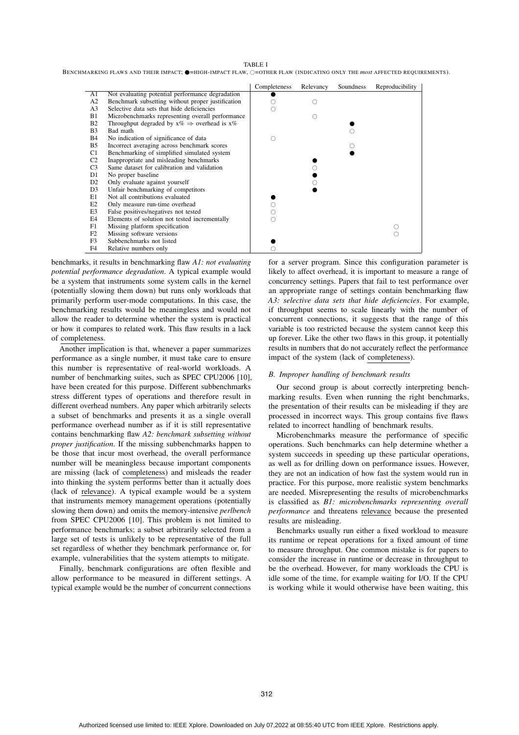TABLE I

BENCHMARKING FLAWS AND THEIR IMPACT; ●=HIGH-IMPACT FLAW, ○=OTHER FLAW (INDICATING ONLY THE *most* AFFECTED REQUIREMENTS).

| | | Completeness | Relevancy | Soundness | Reproducibility |
|---|---|---|---|---|---|
| A1 | Not evaluating potential performance degradation | ● | | | |
| A2 | Benchmark subsetting without proper justification | ○ | ○ | | |
| A3 | Selective data sets that hide deficiencies | ○ | | | |
| B1 | Microbenchmarks representing overall performance | | ○ | | |
| B2 | Throughput degraded by x% ⇒ overhead is x% | | | ● | |
| B3 | Bad math | | | ○ | |
| B4 | No indication of significance of data | ○ | | | |
| B5 | Incorrect averaging across benchmark scores | | | ○ | |
| C1 | Benchmarking of simplified simulated system | | | ● | |
| C2 | Inappropriate and misleading benchmarks | | ● | | |
| C3 | Same dataset for calibration and validation | | ○ | | |
| D1 | No proper baseline | | ● | | |
| D2 | Only evaluate against yourself | | ○ | | |
| D3 | Unfair benchmarking of competitors | | ● | | |
| E1 | Not all contributions evaluated | ● | | | |
| E2 | Only measure run-time overhead | ○ | | | |
| E3 | False positives/negatives not tested | ○ | | | |
| E4 | Elements of solution not tested incrementally | ○ | | | |
| F1 | Missing platform specification | | | | ○ |
| F2 | Missing software versions | | | | ○ |
| F3 | Subbenchmarks not listed | ● | | | |
| F4 | Relative numbers only | ○ | | | |

benchmarks, it results in benchmarking flaw *A1: not evaluating potential performance degradation*. A typical example would be a system that instruments some system calls in the kernel (potentially slowing them down) but runs only workloads that primarily perform user-mode computations. In this case, the benchmarking results would be meaningless and would not allow the reader to determine whether the system is practical or how it compares to related work. This flaw results in a lack of completeness.

Another implication is that, whenever a paper summarizes performance as a single number, it must take care to ensure this number is representative of real-world workloads. A number of benchmarking suites, such as SPEC CPU2006 [10], have been created for this purpose. Different subbenchmarks stress different types of operations and therefore result in different overhead numbers. Any paper which arbitrarily selects a subset of benchmarks and presents it as a single overall performance overhead number as if it is still representative contains benchmarking flaw *A2: benchmark subsetting without proper justification*. If the missing subbenchmarks happen to be those that incur most overhead, the overall performance number will be meaningless because important components are missing (lack of completeness) and misleads the reader into thinking the system performs better than it actually does (lack of relevance). A typical example would be a system that instruments memory management operations (potentially slowing them down) and omits the memory-intensive *perlbench* from SPEC CPU2006 [10]. This problem is not limited to performance benchmarks; a subset arbitrarily selected from a large set of tests is unlikely to be representative of the full set regardless of whether they benchmark performance or, for example, vulnerabilities that the system attempts to mitigate.

Finally, benchmark configurations are often flexible and allow performance to be measured in different settings. A typical example would be the number of concurrent connections for a server program. Since this configuration parameter is likely to affect overhead, it is important to measure a range of concurrency settings. Papers that fail to test performance over an appropriate range of settings contain benchmarking flaw *A3: selective data sets that hide deficiencies*. For example, if throughput seems to scale linearly with the number of concurrent connections, it suggests that the range of this variable is too restricted because the system cannot keep this up forever. Like the other two flaws in this group, it potentially results in numbers that do not accurately reflect the performance impact of the system (lack of completeness).

### *B. Improper handling of benchmark results*

Our second group is about correctly interpreting benchmarking results. Even when running the right benchmarks, the presentation of their results can be misleading if they are processed in incorrect ways. This group contains five flaws related to incorrect handling of benchmark results.

Microbenchmarks measure the performance of specific operations. Such benchmarks can help determine whether a system succeeds in speeding up these particular operations, as well as for drilling down on performance issues. However, they are not an indication of how fast the system would run in practice. For this purpose, more realistic system benchmarks are needed. Misrepresenting the results of microbenchmarks is classified as *B1: microbenchmarks representing overall performance* and threatens relevance because the presented results are misleading.

Benchmarks usually run either a fixed workload to measure its runtime or repeat operations for a fixed amount of time to measure throughput. One common mistake is for papers to consider the increase in runtime or decrease in throughput to be the overhead. However, for many workloads the CPU is idle some of the time, for example waiting for I/O. If the CPU is working while it would otherwise have been waiting, this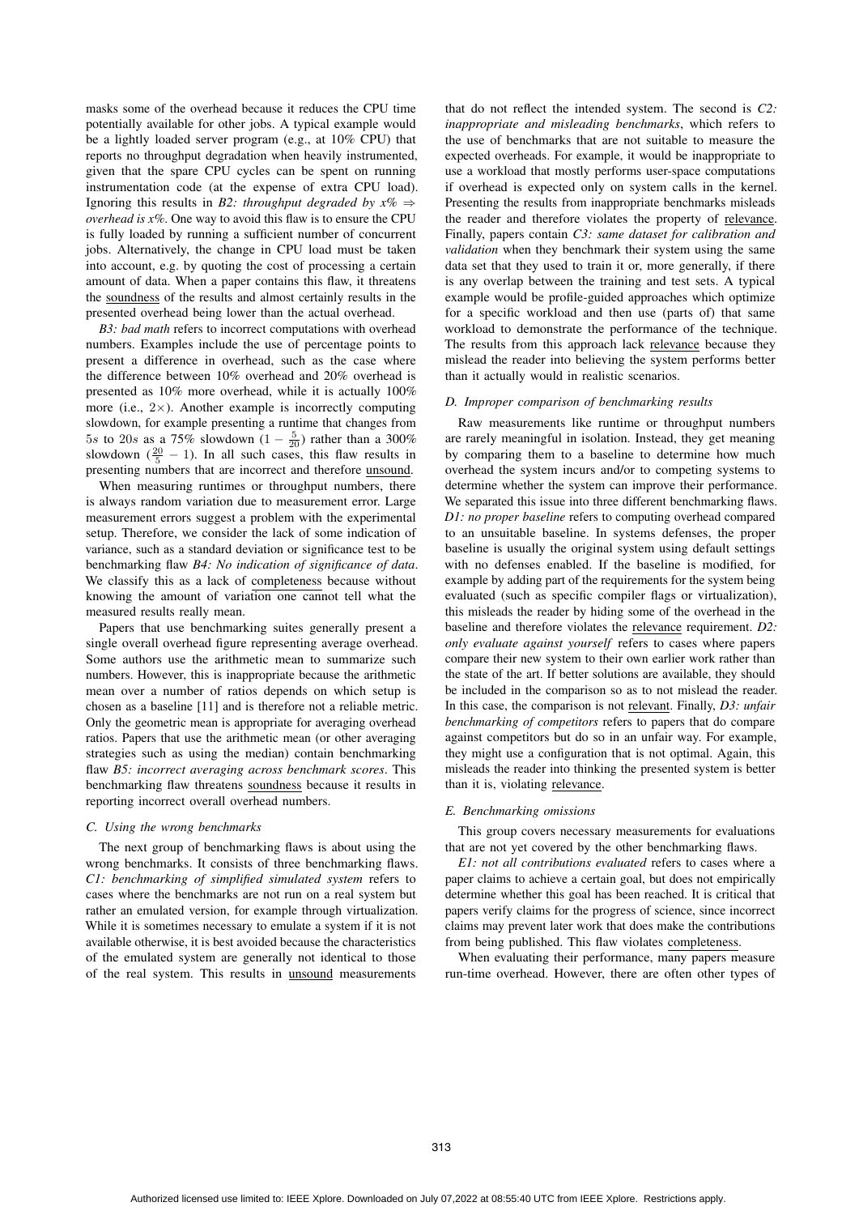masks some of the overhead because it reduces the CPU time potentially available for other jobs. A typical example would be a lightly loaded server program (e.g., at 10% CPU) that reports no throughput degradation when heavily instrumented, given that the spare CPU cycles can be spent on running instrumentation code (at the expense of extra CPU load). Ignoring this results in *B2: throughput degraded by x% ⇒ overhead is x%*. One way to avoid this flaw is to ensure the CPU is fully loaded by running a sufficient number of concurrent jobs. Alternatively, the change in CPU load must be taken into account, e.g. by quoting the cost of processing a certain amount of data. When a paper contains this flaw, it threatens the soundness of the results and almost certainly results in the presented overhead being lower than the actual overhead.

*B3: bad math* refers to incorrect computations with overhead numbers. Examples include the use of percentage points to present a difference in overhead, such as the case where the difference between 10% overhead and 20% overhead is presented as 10% more overhead, while it is actually 100% more (i.e., 2×). Another example is incorrectly computing slowdown, for example presenting a runtime that changes from $5s$ to $20s$ as a 75% slowdown ($1 - \frac{5}{20}$) rather than a 300% slowdown ($\frac{20}{5} - 1$). In all such cases, this flaw results in presenting numbers that are incorrect and therefore unsound.

When measuring runtimes or throughput numbers, there is always random variation due to measurement error. Large measurement errors suggest a problem with the experimental setup. Therefore, we consider the lack of some indication of variance, such as a standard deviation or significance test to be benchmarking flaw *B4: No indication of significance of data*. We classify this as a lack of completeness because without knowing the amount of variation one cannot tell what the measured results really mean.

Papers that use benchmarking suites generally present a single overall overhead figure representing average overhead. Some authors use the arithmetic mean to summarize such numbers. However, this is inappropriate because the arithmetic mean over a number of ratios depends on which setup is chosen as a baseline [11] and is therefore not a reliable metric. Only the geometric mean is appropriate for averaging overhead ratios. Papers that use the arithmetic mean (or other averaging strategies such as using the median) contain benchmarking flaw *B5: incorrect averaging across benchmark scores*. This benchmarking flaw threatens soundness because it results in reporting incorrect overall overhead numbers.

### C. Using the wrong benchmarks

The next group of benchmarking flaws is about using the wrong benchmarks. It consists of three benchmarking flaws. *C1: benchmarking of simplified simulated system* refers to cases where the benchmarks are not run on a real system but rather an emulated version, for example through virtualization. While it is sometimes necessary to emulate a system if it is not available otherwise, it is best avoided because the characteristics of the emulated system are generally not identical to those of the real system. This results in unsound measurements that do not reflect the intended system. The second is *C2: inappropriate and misleading benchmarks*, which refers to the use of benchmarks that are not suitable to measure the expected overheads. For example, it would be inappropriate to use a workload that mostly performs user-space computations if overhead is expected only on system calls in the kernel. Presenting the results from inappropriate benchmarks misleads the reader and therefore violates the property of relevance. Finally, papers contain *C3: same dataset for calibration and validation* when they benchmark their system using the same data set that they used to train it or, more generally, if there is any overlap between the training and test sets. A typical example would be profile-guided approaches which optimize for a specific workload and then use (parts of) that same workload to demonstrate the performance of the technique. The results from this approach lack relevance because they mislead the reader into believing the system performs better than it actually would in realistic scenarios.

### D. Improper comparison of benchmarking results

Raw measurements like runtime or throughput numbers are rarely meaningful in isolation. Instead, they get meaning by comparing them to a baseline to determine how much overhead the system incurs and/or to competing systems to determine whether the system can improve their performance. We separated this issue into three different benchmarking flaws. *D1: no proper baseline* refers to computing overhead compared to an unsuitable baseline. In systems defenses, the proper baseline is usually the original system using default settings with no defenses enabled. If the baseline is modified, for example by adding part of the requirements for the system being evaluated (such as specific compiler flags or virtualization), this misleads the reader by hiding some of the overhead in the baseline and therefore violates the relevance requirement. *D2: only evaluate against yourself* refers to cases where papers compare their new system to their own earlier work rather than the state of the art. If better solutions are available, they should be included in the comparison so as to not mislead the reader. In this case, the comparison is not relevant. Finally, *D3: unfair benchmarking of competitors* refers to papers that do compare against competitors but do so in an unfair way. For example, they might use a configuration that is not optimal. Again, this misleads the reader into thinking the presented system is better than it is, violating relevance.

### E. Benchmarking omissions

This group covers necessary measurements for evaluations that are not yet covered by the other benchmarking flaws.

*E1: not all contributions evaluated* refers to cases where a paper claims to achieve a certain goal, but does not empirically determine whether this goal has been reached. It is critical that papers verify claims for the progress of science, since incorrect claims may prevent later work that does make the contributions from being published. This flaw violates completeness.

When evaluating their performance, many papers measure run-time overhead. However, there are often other types of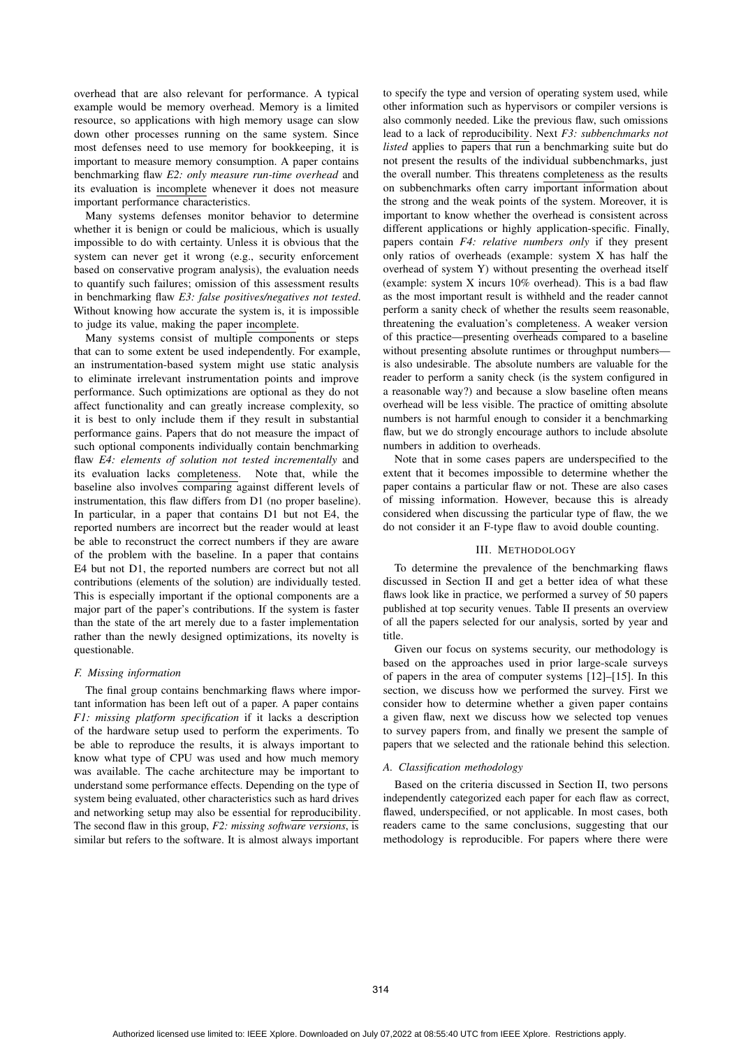overhead that are also relevant for performance. A typical example would be memory overhead. Memory is a limited resource, so applications with high memory usage can slow down other processes running on the same system. Since most defenses need to use memory for bookkeeping, it is important to measure memory consumption. A paper contains benchmarking flaw *E2: only measure run-time overhead* and its evaluation is incomplete whenever it does not measure important performance characteristics.

Many systems defenses monitor behavior to determine whether it is benign or could be malicious, which is usually impossible to do with certainty. Unless it is obvious that the system can never get it wrong (e.g., security enforcement based on conservative program analysis), the evaluation needs to quantify such failures; omission of this assessment results in benchmarking flaw *E3: false positives/negatives not tested*. Without knowing how accurate the system is, it is impossible to judge its value, making the paper incomplete.

Many systems consist of multiple components or steps that can to some extent be used independently. For example, an instrumentation-based system might use static analysis to eliminate irrelevant instrumentation points and improve performance. Such optimizations are optional as they do not affect functionality and can greatly increase complexity, so it is best to only include them if they result in substantial performance gains. Papers that do not measure the impact of such optional components individually contain benchmarking flaw *E4: elements of solution not tested incrementally* and its evaluation lacks completeness. Note that, while the baseline also involves comparing against different levels of instrumentation, this flaw differs from D1 (no proper baseline). In particular, in a paper that contains D1 but not E4, the reported numbers are incorrect but the reader would at least be able to reconstruct the correct numbers if they are aware of the problem with the baseline. In a paper that contains E4 but not D1, the reported numbers are correct but not all contributions (elements of the solution) are individually tested. This is especially important if the optional components are a major part of the paper's contributions. If the system is faster than the state of the art merely due to a faster implementation rather than the newly designed optimizations, its novelty is questionable.

### *F. Missing information*

The final group contains benchmarking flaws where important information has been left out of a paper. A paper contains *F1: missing platform specification* if it lacks a description of the hardware setup used to perform the experiments. To be able to reproduce the results, it is always important to know what type of CPU was used and how much memory was available. The cache architecture may be important to understand some performance effects. Depending on the type of system being evaluated, other characteristics such as hard drives and networking setup may also be essential for reproducibility. The second flaw in this group, *F2: missing software versions*, is similar but refers to the software. It is almost always important to specify the type and version of operating system used, while other information such as hypervisors or compiler versions is also commonly needed. Like the previous flaw, such omissions lead to a lack of reproducibility. Next *F3: subbenchmarks not listed* applies to papers that run a benchmarking suite but do not present the results of the individual subbenchmarks, just the overall number. This threatens completeness as the results on subbenchmarks often carry important information about the strong and the weak points of the system. Moreover, it is important to know whether the overhead is consistent across different applications or highly application-specific. Finally, papers contain *F4: relative numbers only* if they present only ratios of overheads (example: system X has half the overhead of system Y) without presenting the overhead itself (example: system X incurs 10% overhead). This is a bad flaw as the most important result is withheld and the reader cannot perform a sanity check of whether the results seem reasonable, threatening the evaluation's completeness. A weaker version of this practice—presenting overheads compared to a baseline without presenting absolute runtimes or throughput numbers—is also undesirable. The absolute numbers are valuable for the reader to perform a sanity check (is the system configured in a reasonable way?) and because a slow baseline often means overhead will be less visible. The practice of omitting absolute numbers is not harmful enough to consider it a benchmarking flaw, but we do strongly encourage authors to include absolute numbers in addition to overheads.

Note that in some cases papers are underspecified to the extent that it becomes impossible to determine whether the paper contains a particular flaw or not. These are also cases of missing information. However, because this is already considered when discussing the particular type of flaw, the we do not consider it an F-type flaw to avoid double counting.

## III. Methodology

To determine the prevalence of the benchmarking flaws discussed in Section II and get a better idea of what these flaws look like in practice, we performed a survey of 50 papers published at top security venues. Table II presents an overview of all the papers selected for our analysis, sorted by year and title.

Given our focus on systems security, our methodology is based on the approaches used in prior large-scale surveys of papers in the area of computer systems [12]–[15]. In this section, we discuss how we performed the survey. First we consider how to determine whether a given paper contains a given flaw, next we discuss how we selected top venues to survey papers from, and finally we present the sample of papers that we selected and the rationale behind this selection.

### *A. Classification methodology*

Based on the criteria discussed in Section II, two persons independently categorized each paper for each flaw as correct, flawed, underspecified, or not applicable. In most cases, both readers came to the same conclusions, suggesting that our methodology is reproducible. For papers where there were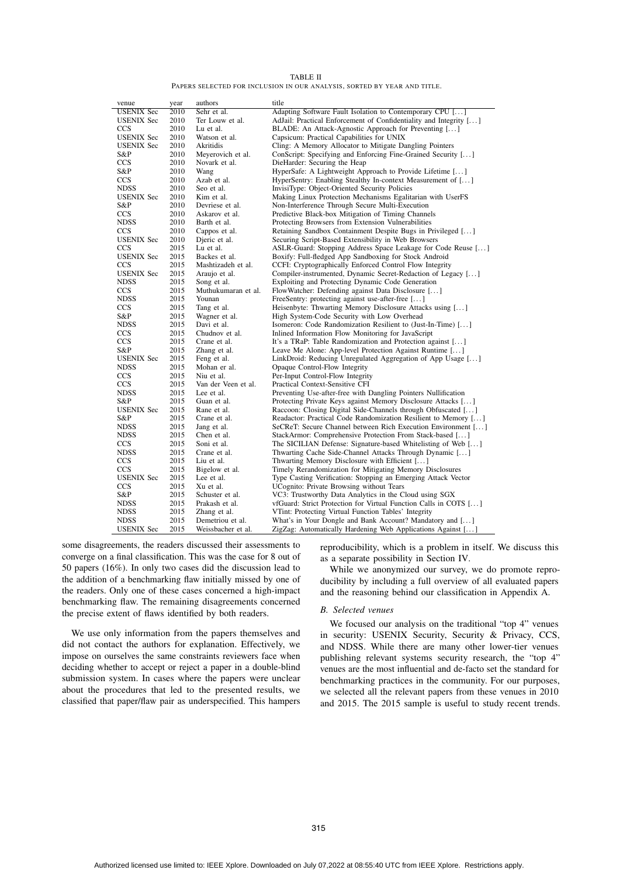TABLE II

Papers selected for inclusion in our analysis, sorted by year and title.

| venue | year | authors | title |
|---|---|---|---|
| USENIX Sec | 2010 | Sehr et al. | Adapting Software Fault Isolation to Contemporary CPU [...] |
| USENIX Sec | 2010 | Ter Louw et al. | AdJail: Practical Enforcement of Confidentiality and Integrity [...] |
| CCS | 2010 | Lu et al. | BLADE: An Attack-Agnostic Approach for Preventing [...] |
| USENIX Sec | 2010 | Watson et al. | Capsicum: Practical Capabilities for UNIX |
| USENIX Sec | 2010 | Akritidis | Cling: A Memory Allocator to Mitigate Dangling Pointers |
| S&P | 2010 | Meyerovich et al. | ConScript: Specifying and Enforcing Fine-Grained Security [...] |
| CCS | 2010 | Novark et al. | DieHarder: Securing the Heap |
| S&P | 2010 | Wang | HyperSafe: A Lightweight Approach to Provide Lifetime [...] |
| CCS | 2010 | Azab et al. | HyperSentry: Enabling Stealthy In-context Measurement of [...] |
| NDSS | 2010 | Seo et al. | InvisiType: Object-Oriented Security Policies |
| USENIX Sec | 2010 | Kim et al. | Making Linux Protection Mechanisms Egalitarian with UserFS |
| S&P | 2010 | Devriese et al. | Non-Interference Through Secure Multi-Execution |
| CCS | 2010 | Askarov et al. | Predictive Black-box Mitigation of Timing Channels |
| NDSS | 2010 | Barth et al. | Protecting Browsers from Extension Vulnerabilities |
| CCS | 2010 | Cappos et al. | Retaining Sandbox Containment Despite Bugs in Privileged [...] |
| USENIX Sec | 2010 | Djeric et al. | Securing Script-Based Extensibility in Web Browsers |
| CCS | 2015 | Lu et al. | ASLR-Guard: Stopping Address Space Leakage for Code Reuse [...] |
| USENIX Sec | 2015 | Backes et al. | Boxify: Full-fledged App Sandboxing for Stock Android |
| CCS | 2015 | Mashtizadeh et al. | CCFI: Cryptographically Enforced Control Flow Integrity |
| USENIX Sec | 2015 | Araujo et al. | Compiler-instrumented, Dynamic Secret-Redaction of Legacy [...] |
| NDSS | 2015 | Song et al. | Exploiting and Protecting Dynamic Code Generation |
| CCS | 2015 | Muthukumaran et al. | FlowWatcher: Defending against Data Disclosure [...] |
| NDSS | 2015 | Younan | FreeSentry: protecting against use-after-free [...] |
| CCS | 2015 | Tang et al. | Heisenbyte: Thwarting Memory Disclosure Attacks using [...] |
| S&P | 2015 | Wagner et al. | High System-Code Security with Low Overhead |
| NDSS | 2015 | Davi et al. | Isomeron: Code Randomization Resilient to (Just-In-Time) [...] |
| CCS | 2015 | Chudnov et al. | Inlined Information Flow Monitoring for JavaScript |
| CCS | 2015 | Crane et al. | It's a TRaP: Table Randomization and Protection against [...] |
| S&P | 2015 | Zhang et al. | Leave Me Alone: App-level Protection Against Runtime [...] |
| USENIX Sec | 2015 | Feng et al. | LinkDroid: Reducing Unregulated Aggregation of App Usage [...] |
| NDSS | 2015 | Mohan er al. | Opaque Control-Flow Integrity |
| CCS | 2015 | Niu et al. | Per-Input Control-Flow Integrity |
| CCS | 2015 | Van der Veen et al. | Practical Context-Sensitive CFI |
| NDSS | 2015 | Lee et al. | Preventing Use-after-free with Dangling Pointers Nullification |
| S&P | 2015 | Guan et al. | Protecting Private Keys against Memory Disclosure Attacks [...] |
| USENIX Sec | 2015 | Rane et al. | Raccoon: Closing Digital Side-Channels through Obfuscated [...] |
| S&P | 2015 | Crane et al. | Readactor: Practical Code Randomization Resilient to Memory [...] |
| NDSS | 2015 | Jang et al. | SeCReT: Secure Channel between Rich Execution Environment [...] |
| NDSS | 2015 | Chen et al. | StackArmor: Comprehensive Protection From Stack-based [...] |
| CCS | 2015 | Soni et al. | The SICILIAN Defense: Signature-based Whitelisting of Web [...] |
| NDSS | 2015 | Crane et al. | Thwarting Cache Side-Channel Attacks Through Dynamic [...] |
| CCS | 2015 | Liu et al. | Thwarting Memory Disclosure with Efficient [...] |
| CCS | 2015 | Bigelow et al. | Timely Rerandomization for Mitigating Memory Disclosures |
| USENIX Sec | 2015 | Lee et al. | Type Casting Verification: Stopping an Emerging Attack Vector |
| CCS | 2015 | Xu et al. | UCognito: Private Browsing without Tears |
| S&P | 2015 | Schuster et al. | VC3: Trustworthy Data Analytics in the Cloud using SGX |
| NDSS | 2015 | Prakash et al. | vfGuard: Strict Protection for Virtual Function Calls in COTS [...] |
| NDSS | 2015 | Zhang et al. | VTint: Protecting Virtual Function Tables' Integrity |
| NDSS | 2015 | Demetriou et al. | What's in Your Dongle and Bank Account? Mandatory and [...] |
| USENIX Sec | 2015 | Weissbacher et al. | ZigZag: Automatically Hardening Web Applications Against [...] |

some disagreements, the readers discussed their assessments to converge on a final classification. This was the case for 8 out of 50 papers (16%). In only two cases did the discussion lead to the addition of a benchmarking flaw initially missed by one of the readers. Only one of these cases concerned a high-impact benchmarking flaw. The remaining disagreements concerned the precise extent of flaws identified by both readers.

We use only information from the papers themselves and did not contact the authors for explanation. Effectively, we impose on ourselves the same constraints reviewers face when deciding whether to accept or reject a paper in a double-blind submission system. In cases where the papers were unclear about the procedures that led to the presented results, we classified that paper/flaw pair as underspecified. This hampers reproducibility, which is a problem in itself. We discuss this as a separate possibility in Section IV.

While we anonymized our survey, we do promote reproducibility by including a full overview of all evaluated papers and the reasoning behind our classification in Appendix A.

### B. Selected venues

We focused our analysis on the traditional "top 4" venues in security: USENIX Security, Security & Privacy, CCS, and NDSS. While there are many other lower-tier venues publishing relevant systems security research, the "top 4" venues are the most influential and de-facto set the standard for benchmarking practices in the community. For our purposes, we selected all the relevant papers from these venues in 2010 and 2015. The 2015 sample is useful to study recent trends.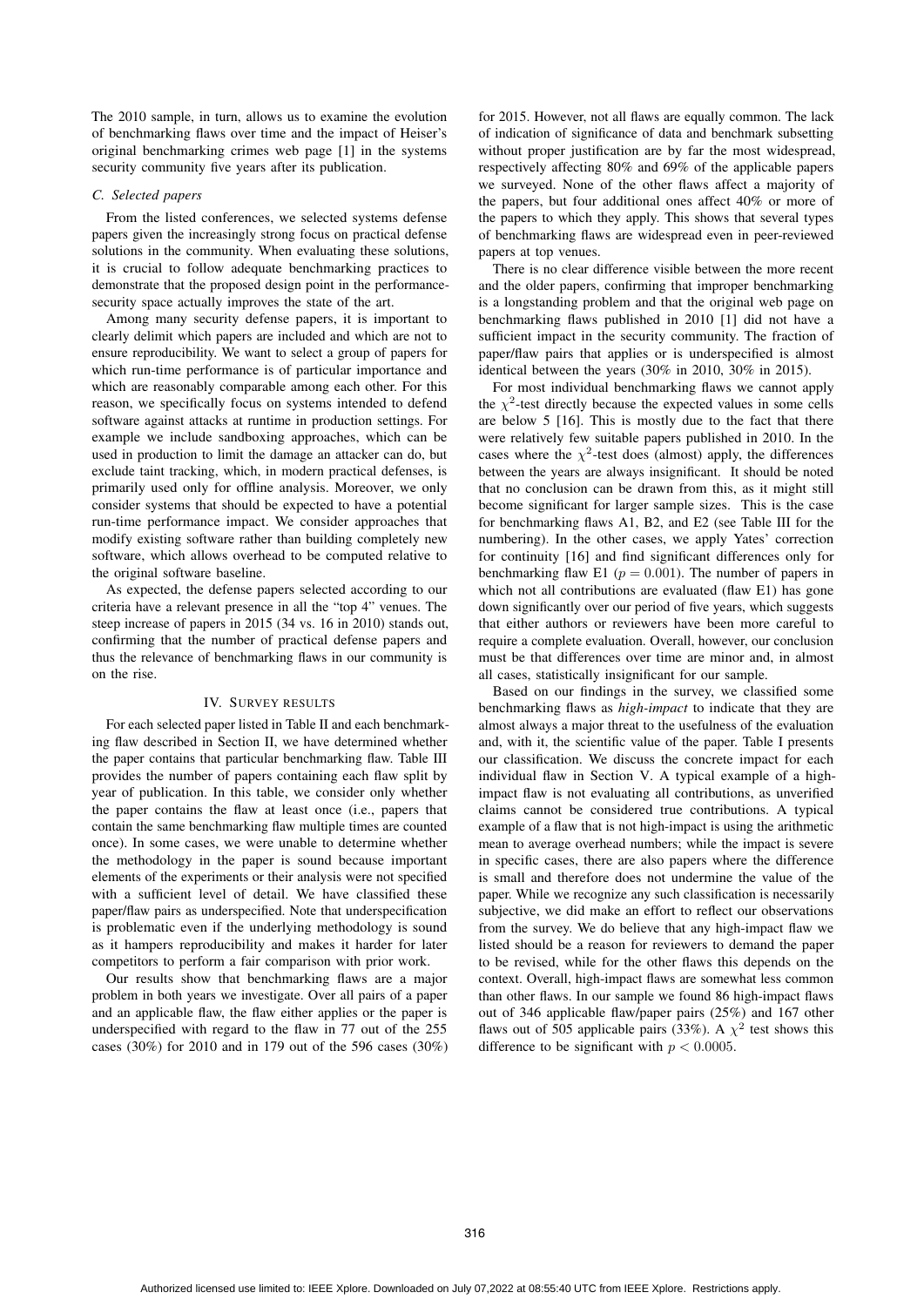The 2010 sample, in turn, allows us to examine the evolution of benchmarking flaws over time and the impact of Heiser's original benchmarking crimes web page [1] in the systems security community five years after its publication.

### C. Selected papers

From the listed conferences, we selected systems defense papers given the increasingly strong focus on practical defense solutions in the community. When evaluating these solutions, it is crucial to follow adequate benchmarking practices to demonstrate that the proposed design point in the performance-security space actually improves the state of the art.

Among many security defense papers, it is important to clearly delimit which papers are included and which are not to ensure reproducibility. We want to select a group of papers for which run-time performance is of particular importance and which are reasonably comparable among each other. For this reason, we specifically focus on systems intended to defend software against attacks at runtime in production settings. For example we include sandboxing approaches, which can be used in production to limit the damage an attacker can do, but exclude taint tracking, which, in modern practical defenses, is primarily used only for offline analysis. Moreover, we only consider systems that should be expected to have a potential run-time performance impact. We consider approaches that modify existing software rather than building completely new software, which allows overhead to be computed relative to the original software baseline.

As expected, the defense papers selected according to our criteria have a relevant presence in all the "top 4" venues. The steep increase of papers in 2015 (34 vs. 16 in 2010) stands out, confirming that the number of practical defense papers and thus the relevance of benchmarking flaws in our community is on the rise.

## IV. Survey results

For each selected paper listed in Table II and each benchmarking flaw described in Section II, we have determined whether the paper contains that particular benchmarking flaw. Table III provides the number of papers containing each flaw split by year of publication. In this table, we consider only whether the paper contains the flaw at least once (i.e., papers that contain the same benchmarking flaw multiple times are counted once). In some cases, we were unable to determine whether the methodology in the paper is sound because important elements of the experiments or their analysis were not specified with a sufficient level of detail. We have classified these paper/flaw pairs as underspecified. Note that underspecification is problematic even if the underlying methodology is sound as it hampers reproducibility and makes it harder for later competitors to perform a fair comparison with prior work.

Our results show that benchmarking flaws are a major problem in both years we investigate. Over all pairs of a paper and an applicable flaw, the flaw either applies or the paper is underspecified with regard to the flaw in 77 out of the 255 cases (30%) for 2010 and in 179 out of the 596 cases (30%) for 2015. However, not all flaws are equally common. The lack of indication of significance of data and benchmark subsetting without proper justification are by far the most widespread, respectively affecting 80% and 69% of the applicable papers we surveyed. None of the other flaws affect a majority of the papers, but four additional ones affect 40% or more of the papers to which they apply. This shows that several types of benchmarking flaws are widespread even in peer-reviewed papers at top venues.

There is no clear difference visible between the more recent and the older papers, confirming that improper benchmarking is a longstanding problem and that the original web page on benchmarking flaws published in 2010 [1] did not have a sufficient impact in the security community. The fraction of paper/flaw pairs that applies or is underspecified is almost identical between the years (30% in 2010, 30% in 2015).

For most individual benchmarking flaws we cannot apply the $\chi^2$-test directly because the expected values in some cells are below 5 [16]. This is mostly due to the fact that there were relatively few suitable papers published in 2010. In the cases where the $\chi^2$-test does (almost) apply, the differences between the years are always insignificant. It should be noted that no conclusion can be drawn from this, as it might still become significant for larger sample sizes. This is the case for benchmarking flaws A1, B2, and E2 (see Table III for the numbering). In the other cases, we apply Yates' correction for continuity [16] and find significant differences only for benchmarking flaw E1 ($p = 0.001$). The number of papers in which not all contributions are evaluated (flaw E1) has gone down significantly over our period of five years, which suggests that either authors or reviewers have been more careful to require a complete evaluation. Overall, however, our conclusion must be that differences over time are minor and, in almost all cases, statistically insignificant for our sample.

Based on our findings in the survey, we classified some benchmarking flaws as *high-impact* to indicate that they are almost always a major threat to the usefulness of the evaluation and, with it, the scientific value of the paper. Table I presents our classification. We discuss the concrete impact for each individual flaw in Section V. A typical example of a high-impact flaw is not evaluating all contributions, as unverified claims cannot be considered true contributions. A typical example of a flaw that is not high-impact is using the arithmetic mean to average overhead numbers; while the impact is severe in specific cases, there are also papers where the difference is small and therefore does not undermine the value of the paper. While we recognize any such classification is necessarily subjective, we did make an effort to reflect our observations from the survey. We do believe that any high-impact flaw we listed should be a reason for reviewers to demand the paper to be revised, while for the other flaws this depends on the context. Overall, high-impact flaws are somewhat less common than other flaws. In our sample we found 86 high-impact flaws out of 346 applicable flaw/paper pairs (25%) and 167 other flaws out of 505 applicable pairs (33%). A $\chi^2$ test shows this difference to be significant with $p < 0.0005$.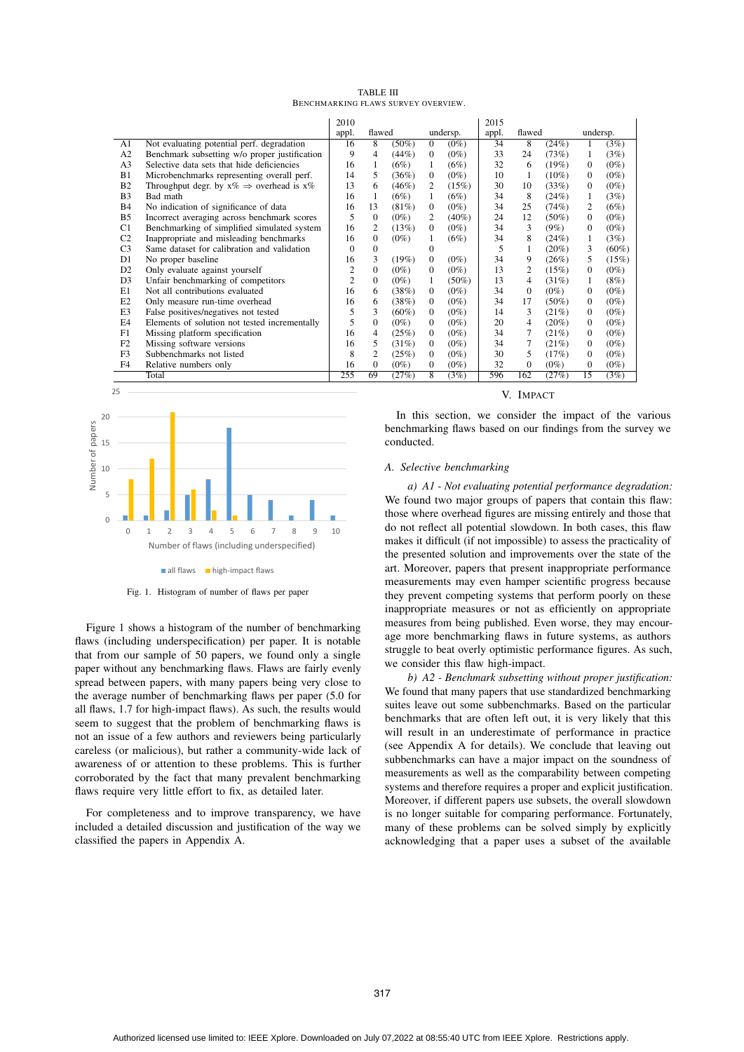TABLE III
BENCHMARKING FLAWS SURVEY OVERVIEW.

| | | 2010 appl. | flawed | | undersp. | | 2015 appl. | flawed | | undersp. | |
|---|---|---|---|---|---|---|---|---|---|---|---|
| A1 | Not evaluating potential perf. degradation | 16 | 8 | (50%) | 0 | (0%) | 34 | 8 | (24%) | 1 | (3%) |
| A2 | Benchmark subsetting w/o proper justification | 9 | 4 | (44%) | 0 | (0%) | 33 | 24 | (73%) | 1 | (3%) |
| A3 | Selective data sets that hide deficiencies | 16 | 1 | (6%) | 1 | (6%) | 32 | 6 | (19%) | 0 | (0%) |
| B1 | Microbenchmarks representing overall perf. | 14 | 5 | (36%) | 0 | (0%) | 10 | 1 | (10%) | 0 | (0%) |
| B2 | Throughput degr. by x% ⇒ overhead is x% | 13 | 6 | (46%) | 2 | (15%) | 30 | 10 | (33%) | 0 | (0%) |
| B3 | Bad math | 16 | 1 | (6%) | 1 | (6%) | 34 | 8 | (24%) | 1 | (3%) |
| B4 | No indication of significance of data | 16 | 13 | (81%) | 0 | (0%) | 34 | 25 | (74%) | 2 | (6%) |
| B5 | Incorrect averaging across benchmark scores | 5 | 0 | (0%) | 2 | (40%) | 24 | 12 | (50%) | 0 | (0%) |
| C1 | Benchmarking of simplified simulated system | 16 | 2 | (13%) | 0 | (0%) | 34 | 3 | (9%) | 0 | (0%) |
| C2 | Inappropriate and misleading benchmarks | 16 | 0 | (0%) | 1 | (6%) | 34 | 8 | (24%) | 1 | (3%) |
| C3 | Same dataset for calibration and validation | 0 | 0 | | 0 | | 5 | 1 | (20%) | 3 | (60%) |
| D1 | No proper baseline | 16 | 3 | (19%) | 0 | (0%) | 34 | 9 | (26%) | 5 | (15%) |
| D2 | Only evaluate against yourself | 2 | 0 | (0%) | 0 | (0%) | 13 | 2 | (15%) | 0 | (0%) |
| D3 | Unfair benchmarking of competitors | 2 | 0 | (0%) | 1 | (50%) | 13 | 4 | (31%) | 1 | (8%) |
| E1 | Not all contributions evaluated | 16 | 6 | (38%) | 0 | (0%) | 34 | 0 | (0%) | 0 | (0%) |
| E2 | Only measure run-time overhead | 16 | 6 | (38%) | 0 | (0%) | 34 | 17 | (50%) | 0 | (0%) |
| E3 | False positives/negatives not tested | 5 | 3 | (60%) | 0 | (0%) | 14 | 3 | (21%) | 0 | (0%) |
| E4 | Elements of solution not tested incrementally | 5 | 0 | (0%) | 0 | (0%) | 20 | 4 | (20%) | 0 | (0%) |
| F1 | Missing platform specification | 16 | 4 | (25%) | 0 | (0%) | 34 | 7 | (21%) | 0 | (0%) |
| F2 | Missing software versions | 16 | 5 | (31%) | 0 | (0%) | 34 | 7 | (21%) | 0 | (0%) |
| F3 | Subbenchmarks not listed | 8 | 2 | (25%) | 0 | (0%) | 30 | 5 | (17%) | 0 | (0%) |
| F4 | Relative numbers only | 16 | 0 | (0%) | 0 | (0%) | 32 | 0 | (0%) | 0 | (0%) |
| | Total | 255 | 69 | (27%) | 8 | (3%) | 596 | 162 | (27%) | 15 | (3%) |

Fig. 1. Histogram of number of flaws per paper

Figure 1 shows a histogram of the number of benchmarking flaws (including underspecification) per paper. It is notable that from our sample of 50 papers, we found only a single paper without any benchmarking flaws. Flaws are fairly evenly spread between papers, with many papers being very close to the average number of benchmarking flaws per paper (5.0 for all flaws, 1.7 for high-impact flaws). As such, the results would seem to suggest that the problem of benchmarking flaws is not an issue of a few authors and reviewers being particularly careless (or malicious), but rather a community-wide lack of awareness of or attention to these problems. This is further corroborated by the fact that many prevalent benchmarking flaws require very little effort to fix, as detailed later.

For completeness and to improve transparency, we have included a detailed discussion and justification of the way we classified the papers in Appendix A.

## V. Impact

In this section, we consider the impact of the various benchmarking flaws based on our findings from the survey we conducted.

### A. Selective benchmarking

*a) A1 - Not evaluating potential performance degradation:* We found two major groups of papers that contain this flaw: those where overhead figures are missing entirely and those that do not reflect all potential slowdown. In both cases, this flaw makes it difficult (if not impossible) to assess the practicality of the presented solution and improvements over the state of the art. Moreover, papers that present inappropriate performance measurements may even hamper scientific progress because they prevent competing systems that perform poorly on these inappropriate measures or not as efficiently on appropriate measures from being published. Even worse, they may encourage more benchmarking flaws in future systems, as authors struggle to beat overly optimistic performance figures. As such, we consider this flaw high-impact.

*b) A2 - Benchmark subsetting without proper justification:* We found that many papers that use standardized benchmarking suites leave out some subbenchmarks. Based on the particular benchmarks that are often left out, it is very likely that this will result in an underestimate of performance in practice (see Appendix A for details). We conclude that leaving out subbenchmarks can have a major impact on the soundness of measurements as well as the comparability between competing systems and therefore requires a proper and explicit justification. Moreover, if different papers use subsets, the overall slowdown is no longer suitable for comparing performance. Fortunately, many of these problems can be solved simply by explicitly acknowledging that a paper uses a subset of the available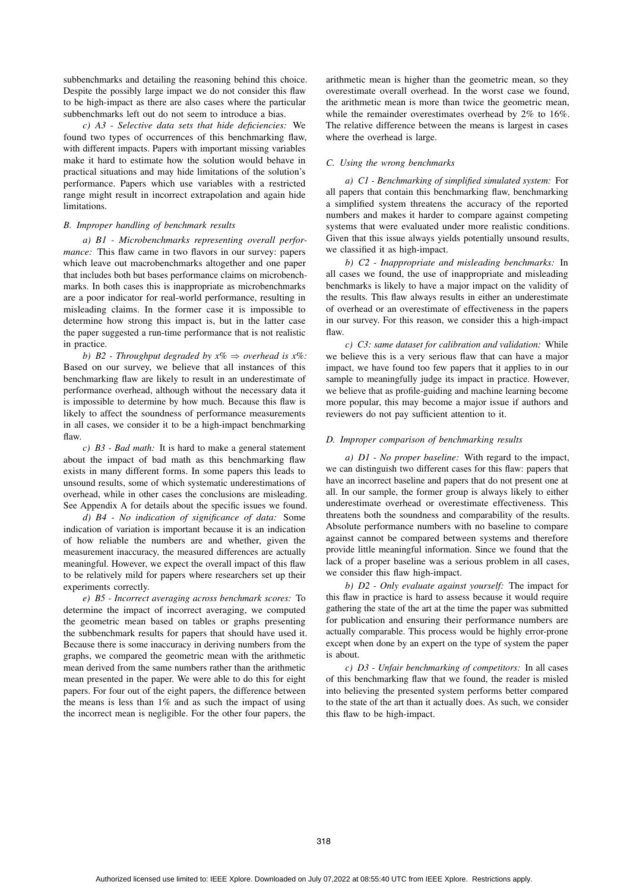subbenchmarks and detailing the reasoning behind this choice. Despite the possibly large impact we do not consider this flaw to be high-impact as there are also cases where the particular subbenchmarks left out do not seem to introduce a bias.

*c) A3 - Selective data sets that hide deficiencies:* We found two types of occurrences of this benchmarking flaw, with different impacts. Papers with important missing variables make it hard to estimate how the solution would behave in practical situations and may hide limitations of the solution's performance. Papers which use variables with a restricted range might result in incorrect extrapolation and again hide limitations.

### *B. Improper handling of benchmark results*

*a) B1 - Microbenchmarks representing overall performance:* This flaw came in two flavors in our survey: papers which leave out macrobenchmarks altogether and one paper that includes both but bases performance claims on microbenchmarks. In both cases this is inappropriate as microbenchmarks are a poor indicator for real-world performance, resulting in misleading claims. In the former case it is impossible to determine how strong this impact is, but in the latter case the paper suggested a run-time performance that is not realistic in practice.

*b) B2 - Throughput degraded by $x\%$ $\Rightarrow$ overhead is $x\%$:* Based on our survey, we believe that all instances of this benchmarking flaw are likely to result in an underestimate of performance overhead, although without the necessary data it is impossible to determine by how much. Because this flaw is likely to affect the soundness of performance measurements in all cases, we consider it to be a high-impact benchmarking flaw.

*c) B3 - Bad math:* It is hard to make a general statement about the impact of bad math as this benchmarking flaw exists in many different forms. In some papers this leads to unsound results, some of which systematic underestimations of overhead, while in other cases the conclusions are misleading. See Appendix A for details about the specific issues we found.

*d) B4 - No indication of significance of data:* Some indication of variation is important because it is an indication of how reliable the numbers are and whether, given the measurement inaccuracy, the measured differences are actually meaningful. However, we expect the overall impact of this flaw to be relatively mild for papers where researchers set up their experiments correctly.

*e) B5 - Incorrect averaging across benchmark scores:* To determine the impact of incorrect averaging, we computed the geometric mean based on tables or graphs presenting the subbenchmark results for papers that should have used it. Because there is some inaccuracy in deriving numbers from the graphs, we compared the geometric mean with the arithmetic mean derived from the same numbers rather than the arithmetic mean presented in the paper. We were able to do this for eight papers. For four out of the eight papers, the difference between the means is less than 1% and as such the impact of using the incorrect mean is negligible. For the other four papers, the arithmetic mean is higher than the geometric mean, so they overestimate overall overhead. In the worst case we found, the arithmetic mean is more than twice the geometric mean, while the remainder overestimates overhead by 2% to 16%. The relative difference between the means is largest in cases where the overhead is large.

### *C. Using the wrong benchmarks*

*a) C1 - Benchmarking of simplified simulated system:* For all papers that contain this benchmarking flaw, benchmarking a simplified system threatens the accuracy of the reported numbers and makes it harder to compare against competing systems that were evaluated under more realistic conditions. Given that this issue always yields potentially unsound results, we classified it as high-impact.

*b) C2 - Inappropriate and misleading benchmarks:* In all cases we found, the use of inappropriate and misleading benchmarks is likely to have a major impact on the validity of the results. This flaw always results in either an underestimate of overhead or an overestimate of effectiveness in the papers in our survey. For this reason, we consider this a high-impact flaw.

*c) C3: same dataset for calibration and validation:* While we believe this is a very serious flaw that can have a major impact, we have found too few papers that it applies to in our sample to meaningfully judge its impact in practice. However, we believe that as profile-guiding and machine learning become more popular, this may become a major issue if authors and reviewers do not pay sufficient attention to it.

### *D. Improper comparison of benchmarking results*

*a) D1 - No proper baseline:* With regard to the impact, we can distinguish two different cases for this flaw: papers that have an incorrect baseline and papers that do not present one at all. In our sample, the former group is always likely to either underestimate overhead or overestimate effectiveness. This threatens both the soundness and comparability of the results. Absolute performance numbers with no baseline to compare against cannot be compared between systems and therefore provide little meaningful information. Since we found that the lack of a proper baseline was a serious problem in all cases, we consider this flaw high-impact.

*b) D2 - Only evaluate against yourself:* The impact for this flaw in practice is hard to assess because it would require gathering the state of the art at the time the paper was submitted for publication and ensuring their performance numbers are actually comparable. This process would be highly error-prone except when done by an expert on the type of system the paper is about.

*c) D3 - Unfair benchmarking of competitors:* In all cases of this benchmarking flaw that we found, the reader is misled into believing the presented system performs better compared to the state of the art than it actually does. As such, we consider this flaw to be high-impact.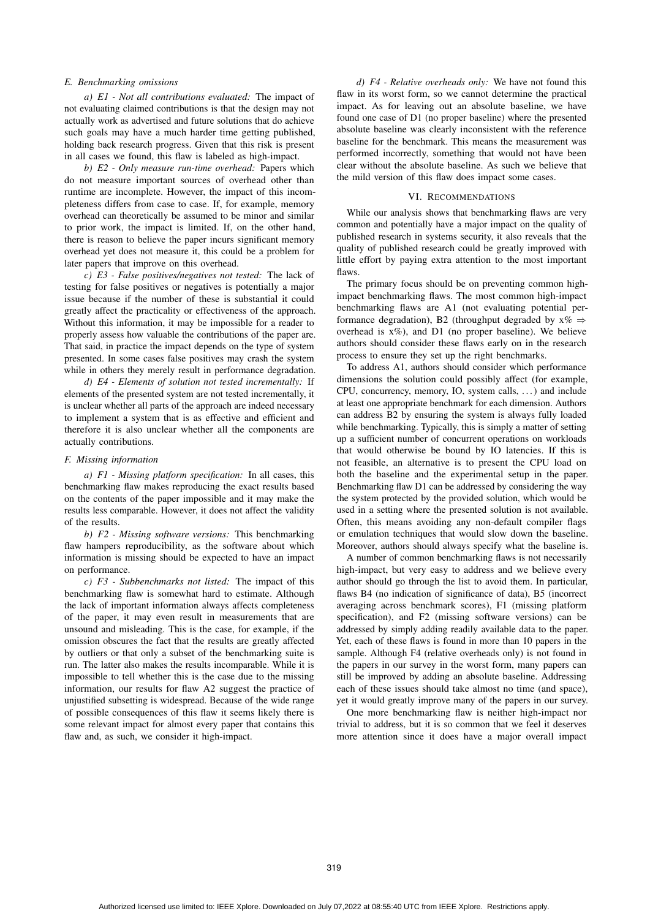### E. Benchmarking omissions

*a) E1 - Not all contributions evaluated:* The impact of not evaluating claimed contributions is that the design may not actually work as advertised and future solutions that do achieve such goals may have a much harder time getting published, holding back research progress. Given that this risk is present in all cases we found, this flaw is labeled as high-impact.

*b) E2 - Only measure run-time overhead:* Papers which do not measure important sources of overhead other than runtime are incomplete. However, the impact of this incompleteness differs from case to case. If, for example, memory overhead can theoretically be assumed to be minor and similar to prior work, the impact is limited. If, on the other hand, there is reason to believe the paper incurs significant memory overhead yet does not measure it, this could be a problem for later papers that improve on this overhead.

*c) E3 - False positives/negatives not tested:* The lack of testing for false positives or negatives is potentially a major issue because if the number of these is substantial it could greatly affect the practicality or effectiveness of the approach. Without this information, it may be impossible for a reader to properly assess how valuable the contributions of the paper are. That said, in practice the impact depends on the type of system presented. In some cases false positives may crash the system while in others they merely result in performance degradation.

*d) E4 - Elements of solution not tested incrementally:* If elements of the presented system are not tested incrementally, it is unclear whether all parts of the approach are indeed necessary to implement a system that is as effective and efficient and therefore it is also unclear whether all the components are actually contributions.

### F. Missing information

*a) F1 - Missing platform specification:* In all cases, this benchmarking flaw makes reproducing the exact results based on the contents of the paper impossible and it may make the results less comparable. However, it does not affect the validity of the results.

*b) F2 - Missing software versions:* This benchmarking flaw hampers reproducibility, as the software about which information is missing should be expected to have an impact on performance.

*c) F3 - Subbenchmarks not listed:* The impact of this benchmarking flaw is somewhat hard to estimate. Although the lack of important information always affects completeness of the paper, it may even result in measurements that are unsound and misleading. This is the case, for example, if the omission obscures the fact that the results are greatly affected by outliers or that only a subset of the benchmarking suite is run. The latter also makes the results incomparable. While it is impossible to tell whether this is the case due to the missing information, our results for flaw A2 suggest the practice of unjustified subsetting is widespread. Because of the wide range of possible consequences of this flaw it seems likely there is some relevant impact for almost every paper that contains this flaw and, as such, we consider it high-impact.

*d) F4 - Relative overheads only:* We have not found this flaw in its worst form, so we cannot determine the practical impact. As for leaving out an absolute baseline, we have found one case of D1 (no proper baseline) where the presented absolute baseline was clearly inconsistent with the reference baseline for the benchmark. This means the measurement was performed incorrectly, something that would not have been clear without the absolute baseline. As such we believe that the mild version of this flaw does impact some cases.

## VI. Recommendations

While our analysis shows that benchmarking flaws are very common and potentially have a major impact on the quality of published research in systems security, it also reveals that the quality of published research could be greatly improved with little effort by paying extra attention to the most important flaws.

The primary focus should be on preventing common high-impact benchmarking flaws. The most common high-impact benchmarking flaws are A1 (not evaluating potential performance degradation), B2 (throughput degraded by x% $\Rightarrow$ overhead is x%), and D1 (no proper baseline). We believe authors should consider these flaws early on in the research process to ensure they set up the right benchmarks.

To address A1, authors should consider which performance dimensions the solution could possibly affect (for example, CPU, concurrency, memory, IO, system calls, ...) and include at least one appropriate benchmark for each dimension. Authors can address B2 by ensuring the system is always fully loaded while benchmarking. Typically, this is simply a matter of setting up a sufficient number of concurrent operations on workloads that would otherwise be bound by IO latencies. If this is not feasible, an alternative is to present the CPU load on both the baseline and the experimental setup in the paper. Benchmarking flaw D1 can be addressed by considering the way the system protected by the provided solution, which would be used in a setting where the presented solution is not available. Often, this means avoiding any non-default compiler flags or emulation techniques that would slow down the baseline. Moreover, authors should always specify what the baseline is.

A number of common benchmarking flaws is not necessarily high-impact, but very easy to address and we believe every author should go through the list to avoid them. In particular, flaws B4 (no indication of significance of data), B5 (incorrect averaging across benchmark scores), F1 (missing platform specification), and F2 (missing software versions) can be addressed by simply adding readily available data to the paper. Yet, each of these flaws is found in more than 10 papers in the sample. Although F4 (relative overheads only) is not found in the papers in our survey in the worst form, many papers can still be improved by adding an absolute baseline. Addressing each of these issues should take almost no time (and space), yet it would greatly improve many of the papers in our survey.

One more benchmarking flaw is neither high-impact nor trivial to address, but it is so common that we feel it deserves more attention since it does have a major overall impact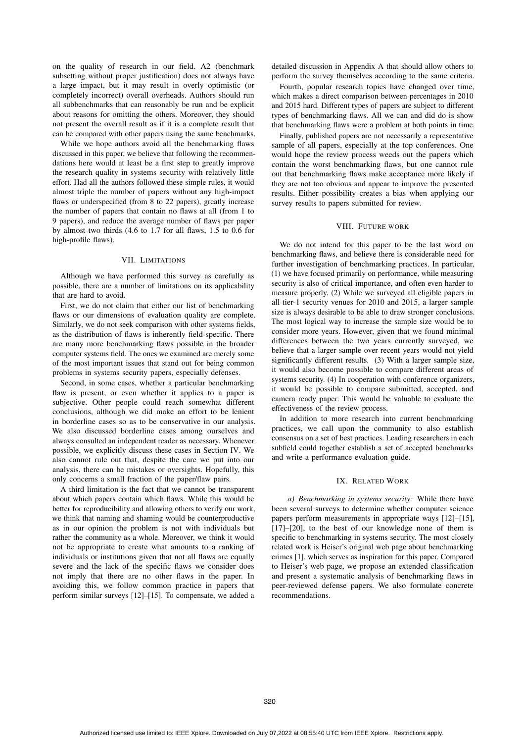on the quality of research in our field. A2 (benchmark subsetting without proper justification) does not always have a large impact, but it may result in overly optimistic (or completely incorrect) overall overheads. Authors should run all subbenchmarks that can reasonably be run and be explicit about reasons for omitting the others. Moreover, they should not present the overall result as if it is a complete result that can be compared with other papers using the same benchmarks.

While we hope authors avoid all the benchmarking flaws discussed in this paper, we believe that following the recommendations here would at least be a first step to greatly improve the research quality in systems security with relatively little effort. Had all the authors followed these simple rules, it would almost triple the number of papers without any high-impact flaws or underspecified (from 8 to 22 papers), greatly increase the number of papers that contain no flaws at all (from 1 to 9 papers), and reduce the average number of flaws per paper by almost two thirds (4.6 to 1.7 for all flaws, 1.5 to 0.6 for high-profile flaws).

## VII. Limitations

Although we have performed this survey as carefully as possible, there are a number of limitations on its applicability that are hard to avoid.

First, we do not claim that either our list of benchmarking flaws or our dimensions of evaluation quality are complete. Similarly, we do not seek comparison with other systems fields, as the distribution of flaws is inherently field-specific. There are many more benchmarking flaws possible in the broader computer systems field. The ones we examined are merely some of the most important issues that stand out for being common problems in systems security papers, especially defenses.

Second, in some cases, whether a particular benchmarking flaw is present, or even whether it applies to a paper is subjective. Other people could reach somewhat different conclusions, although we did make an effort to be lenient in borderline cases so as to be conservative in our analysis. We also discussed borderline cases among ourselves and always consulted an independent reader as necessary. Whenever possible, we explicitly discuss these cases in Section IV. We also cannot rule out that, despite the care we put into our analysis, there can be mistakes or oversights. Hopefully, this only concerns a small fraction of the paper/flaw pairs.

A third limitation is the fact that we cannot be transparent about which papers contain which flaws. While this would be better for reproducibility and allowing others to verify our work, we think that naming and shaming would be counterproductive as in our opinion the problem is not with individuals but rather the community as a whole. Moreover, we think it would not be appropriate to create what amounts to a ranking of individuals or institutions given that not all flaws are equally severe and the lack of the specific flaws we consider does not imply that there are no other flaws in the paper. In avoiding this, we follow common practice in papers that perform similar surveys [12]–[15]. To compensate, we added a detailed discussion in Appendix A that should allow others to perform the survey themselves according to the same criteria.

Fourth, popular research topics have changed over time, which makes a direct comparison between percentages in 2010 and 2015 hard. Different types of papers are subject to different types of benchmarking flaws. All we can and did do is show that benchmarking flaws were a problem at both points in time.

Finally, published papers are not necessarily a representative sample of all papers, especially at the top conferences. One would hope the review process weeds out the papers which contain the worst benchmarking flaws, but one cannot rule out that benchmarking flaws make acceptance more likely if they are not too obvious and appear to improve the presented results. Either possibility creates a bias when applying our survey results to papers submitted for review.

## VIII. Future Work

We do not intend for this paper to be the last word on benchmarking flaws, and believe there is considerable need for further investigation of benchmarking practices. In particular, (1) we have focused primarily on performance, while measuring security is also of critical importance, and often even harder to measure properly. (2) While we surveyed all eligible papers in all tier-1 security venues for 2010 and 2015, a larger sample size is always desirable to be able to draw stronger conclusions. The most logical way to increase the sample size would be to consider more years. However, given that we found minimal differences between the two years currently surveyed, we believe that a larger sample over recent years would not yield significantly different results. (3) With a larger sample size, it would also become possible to compare different areas of systems security. (4) In cooperation with conference organizers, it would be possible to compare submitted, accepted, and camera ready paper. This would be valuable to evaluate the effectiveness of the review process.

In addition to more research into current benchmarking practices, we call upon the community to also establish consensus on a set of best practices. Leading researchers in each subfield could together establish a set of accepted benchmarks and write a performance evaluation guide.

## IX. Related Work

*a) Benchmarking in systems security:* While there have been several surveys to determine whether computer science papers perform measurements in appropriate ways [12]–[15], [17]–[20], to the best of our knowledge none of them is specific to benchmarking in systems security. The most closely related work is Heiser's original web page about benchmarking crimes [1], which serves as inspiration for this paper. Compared to Heiser's web page, we propose an extended classification and present a systematic analysis of benchmarking flaws in peer-reviewed defense papers. We also formulate concrete recommendations.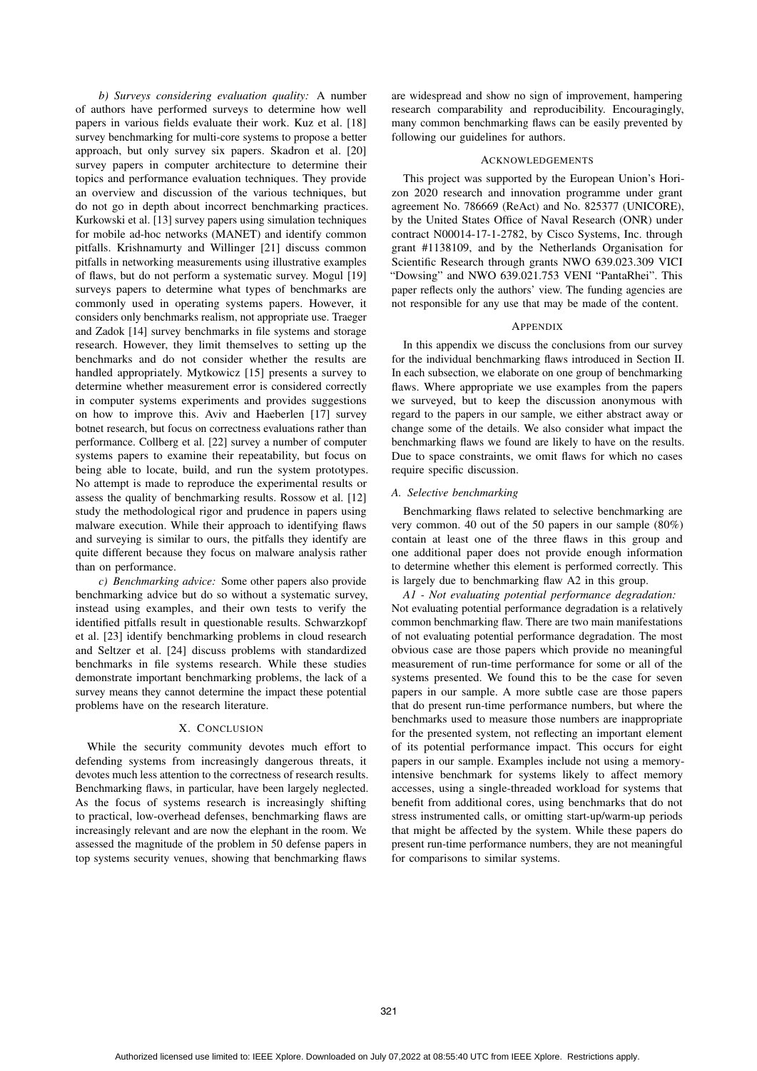*b) Surveys considering evaluation quality:* A number of authors have performed surveys to determine how well papers in various fields evaluate their work. Kuz et al. [18] survey benchmarking for multi-core systems to propose a better approach, but only survey six papers. Skadron et al. [20] survey papers in computer architecture to determine their topics and performance evaluation techniques. They provide an overview and discussion of the various techniques, but do not go in depth about incorrect benchmarking practices. Kurkowski et al. [13] survey papers using simulation techniques for mobile ad-hoc networks (MANET) and identify common pitfalls. Krishnamurty and Willinger [21] discuss common pitfalls in networking measurements using illustrative examples of flaws, but do not perform a systematic survey. Mogul [19] surveys papers to determine what types of benchmarks are commonly used in operating systems papers. However, it considers only benchmarks realism, not appropriate use. Traeger and Zadok [14] survey benchmarks in file systems and storage research. However, they limit themselves to setting up the benchmarks and do not consider whether the results are handled appropriately. Mytkowicz [15] presents a survey to determine whether measurement error is considered correctly in computer systems experiments and provides suggestions on how to improve this. Aviv and Haeberlen [17] survey botnet research, but focus on correctness evaluations rather than performance. Collberg et al. [22] survey a number of computer systems papers to examine their repeatability, but focus on being able to locate, build, and run the system prototypes. No attempt is made to reproduce the experimental results or assess the quality of benchmarking results. Rossow et al. [12] study the methodological rigor and prudence in papers using malware execution. While their approach to identifying flaws and surveying is similar to ours, the pitfalls they identify are quite different because they focus on malware analysis rather than on performance.

*c) Benchmarking advice:* Some other papers also provide benchmarking advice but do so without a systematic survey, instead using examples, and their own tests to verify the identified pitfalls result in questionable results. Schwarzkopf et al. [23] identify benchmarking problems in cloud research and Seltzer et al. [24] discuss problems with standardized benchmarks in file systems research. While these studies demonstrate important benchmarking problems, the lack of a survey means they cannot determine the impact these potential problems have on the research literature.

## X. Conclusion

While the security community devotes much effort to defending systems from increasingly dangerous threats, it devotes much less attention to the correctness of research results. Benchmarking flaws, in particular, have been largely neglected. As the focus of systems research is increasingly shifting to practical, low-overhead defenses, benchmarking flaws are increasingly relevant and are now the elephant in the room. We assessed the magnitude of the problem in 50 defense papers in top systems security venues, showing that benchmarking flaws are widespread and show no sign of improvement, hampering research comparability and reproducibility. Encouragingly, many common benchmarking flaws can be easily prevented by following our guidelines for authors.

## Acknowledgements

This project was supported by the European Union's Horizon 2020 research and innovation programme under grant agreement No. 786669 (ReAct) and No. 825377 (UNICORE), by the United States Office of Naval Research (ONR) under contract N00014-17-1-2782, by Cisco Systems, Inc. through grant #1138109, and by the Netherlands Organisation for Scientific Research through grants NWO 639.023.309 VICI "Dowsing" and NWO 639.021.753 VENI "PantaRhei". This paper reflects only the authors' view. The funding agencies are not responsible for any use that may be made of the content.

## Appendix

In this appendix we discuss the conclusions from our survey for the individual benchmarking flaws introduced in Section II. In each subsection, we elaborate on one group of benchmarking flaws. Where appropriate we use examples from the papers we surveyed, but to keep the discussion anonymous with regard to the papers in our sample, we either abstract away or change some of the details. We also consider what impact the benchmarking flaws we found are likely to have on the results. Due to space constraints, we omit flaws for which no cases require specific discussion.

### A. Selective benchmarking

Benchmarking flaws related to selective benchmarking are very common. 40 out of the 50 papers in our sample (80%) contain at least one of the three flaws in this group and one additional paper does not provide enough information to determine whether this element is performed correctly. This is largely due to benchmarking flaw A2 in this group.

*A1 - Not evaluating potential performance degradation:* Not evaluating potential performance degradation is a relatively common benchmarking flaw. There are two main manifestations of not evaluating potential performance degradation. The most obvious case are those papers which provide no meaningful measurement of run-time performance for some or all of the systems presented. We found this to be the case for seven papers in our sample. A more subtle case are those papers that do present run-time performance numbers, but where the benchmarks used to measure those numbers are inappropriate for the presented system, not reflecting an important element of its potential performance impact. This occurs for eight papers in our sample. Examples include not using a memory-intensive benchmark for systems likely to affect memory accesses, using a single-threaded workload for systems that benefit from additional cores, using benchmarks that do not stress instrumented calls, or omitting start-up/warm-up periods that might be affected by the system. While these papers do present run-time performance numbers, they are not meaningful for comparisons to similar systems.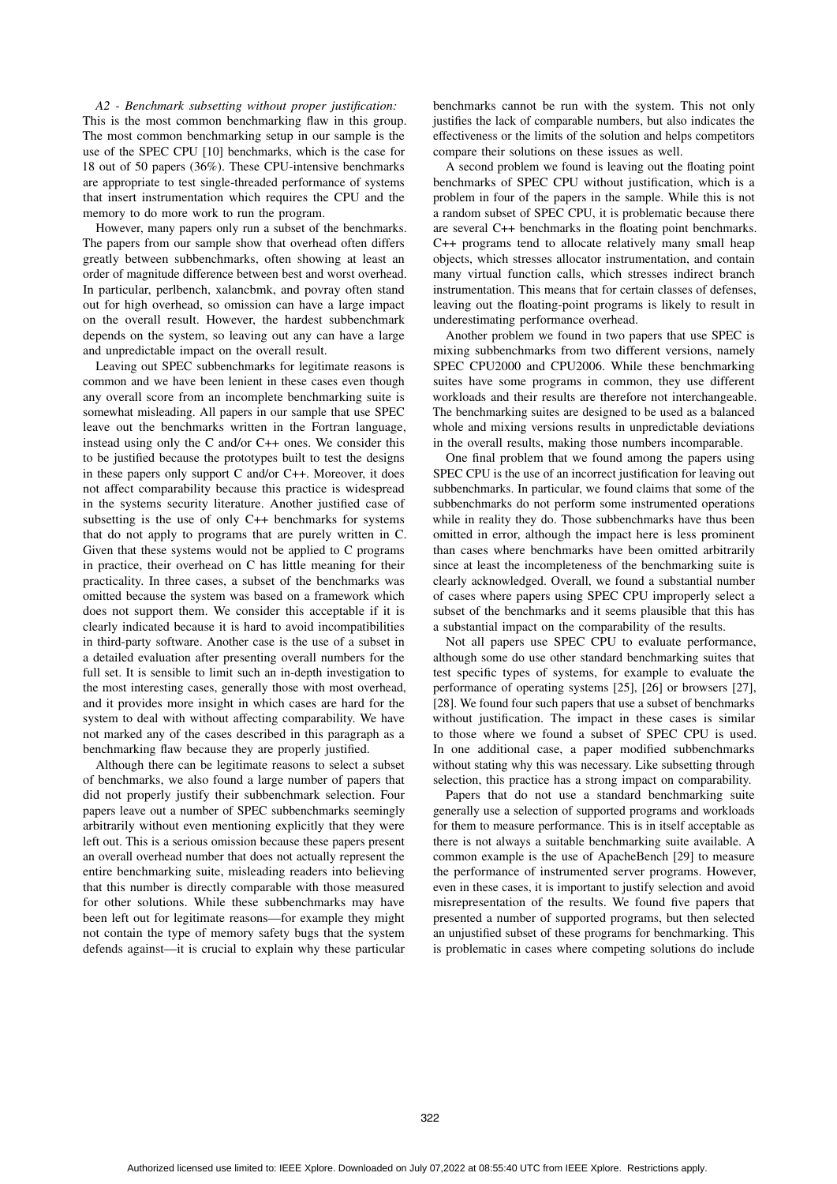*A2 - Benchmark subsetting without proper justification:* This is the most common benchmarking flaw in this group. The most common benchmarking setup in our sample is the use of the SPEC CPU [10] benchmarks, which is the case for 18 out of 50 papers (36%). These CPU-intensive benchmarks are appropriate to test single-threaded performance of systems that insert instrumentation which requires the CPU and the memory to do more work to run the program.

However, many papers only run a subset of the benchmarks. The papers from our sample show that overhead often differs greatly between subbenchmarks, often showing at least an order of magnitude difference between best and worst overhead. In particular, perlbench, xalancbmk, and povray often stand out for high overhead, so omission can have a large impact on the overall result. However, the hardest subbenchmark depends on the system, so leaving out any can have a large and unpredictable impact on the overall result.

Leaving out SPEC subbenchmarks for legitimate reasons is common and we have been lenient in these cases even though any overall score from an incomplete benchmarking suite is somewhat misleading. All papers in our sample that use SPEC leave out the benchmarks written in the Fortran language, instead using only the C and/or C++ ones. We consider this to be justified because the prototypes built to test the designs in these papers only support C and/or C++. Moreover, it does not affect comparability because this practice is widespread in the systems security literature. Another justified case of subsetting is the use of only C++ benchmarks for systems that do not apply to programs that are purely written in C. Given that these systems would not be applied to C programs in practice, their overhead on C has little meaning for their practicality. In three cases, a subset of the benchmarks was omitted because the system was based on a framework which does not support them. We consider this acceptable if it is clearly indicated because it is hard to avoid incompatibilities in third-party software. Another case is the use of a subset in a detailed evaluation after presenting overall numbers for the full set. It is sensible to limit such an in-depth investigation to the most interesting cases, generally those with most overhead, and it provides more insight in which cases are hard for the system to deal with without affecting comparability. We have not marked any of the cases described in this paragraph as a benchmarking flaw because they are properly justified.

Although there can be legitimate reasons to select a subset of benchmarks, we also found a large number of papers that did not properly justify their subbenchmark selection. Four papers leave out a number of SPEC subbenchmarks seemingly arbitrarily without even mentioning explicitly that they were left out. This is a serious omission because these papers present an overall overhead number that does not actually represent the entire benchmarking suite, misleading readers into believing that this number is directly comparable with those measured for other solutions. While these subbenchmarks may have been left out for legitimate reasons—for example they might not contain the type of memory safety bugs that the system defends against—it is crucial to explain why these particular benchmarks cannot be run with the system. This not only justifies the lack of comparable numbers, but also indicates the effectiveness or the limits of the solution and helps competitors compare their solutions on these issues as well.

A second problem we found is leaving out the floating point benchmarks of SPEC CPU without justification, which is a problem in four of the papers in the sample. While this is not a random subset of SPEC CPU, it is problematic because there are several C++ benchmarks in the floating point benchmarks. C++ programs tend to allocate relatively many small heap objects, which stresses allocator instrumentation, and contain many virtual function calls, which stresses indirect branch instrumentation. This means that for certain classes of defenses, leaving out the floating-point programs is likely to result in underestimating performance overhead.

Another problem we found in two papers that use SPEC is mixing subbenchmarks from two different versions, namely SPEC CPU2000 and CPU2006. While these benchmarking suites have some programs in common, they use different workloads and their results are therefore not interchangeable. The benchmarking suites are designed to be used as a balanced whole and mixing versions results in unpredictable deviations in the overall results, making those numbers incomparable.

One final problem that we found among the papers using SPEC CPU is the use of an incorrect justification for leaving out subbenchmarks. In particular, we found claims that some of the subbenchmarks do not perform some instrumented operations while in reality they do. Those subbenchmarks have thus been omitted in error, although the impact here is less prominent than cases where benchmarks have been omitted arbitrarily since at least the incompleteness of the benchmarking suite is clearly acknowledged. Overall, we found a substantial number of cases where papers using SPEC CPU improperly select a subset of the benchmarks and it seems plausible that this has a substantial impact on the comparability of the results.

Not all papers use SPEC CPU to evaluate performance, although some do use other standard benchmarking suites that test specific types of systems, for example to evaluate the performance of operating systems [25], [26] or browsers [27], [28]. We found four such papers that use a subset of benchmarks without justification. The impact in these cases is similar to those where we found a subset of SPEC CPU is used. In one additional case, a paper modified subbenchmarks without stating why this was necessary. Like subsetting through selection, this practice has a strong impact on comparability.

Papers that do not use a standard benchmarking suite generally use a selection of supported programs and workloads for them to measure performance. This is in itself acceptable as there is not always a suitable benchmarking suite available. A common example is the use of ApacheBench [29] to measure the performance of instrumented server programs. However, even in these cases, it is important to justify selection and avoid misrepresentation of the results. We found five papers that presented a number of supported programs, but then selected an unjustified subset of these programs for benchmarking. This is problematic in cases where competing solutions do include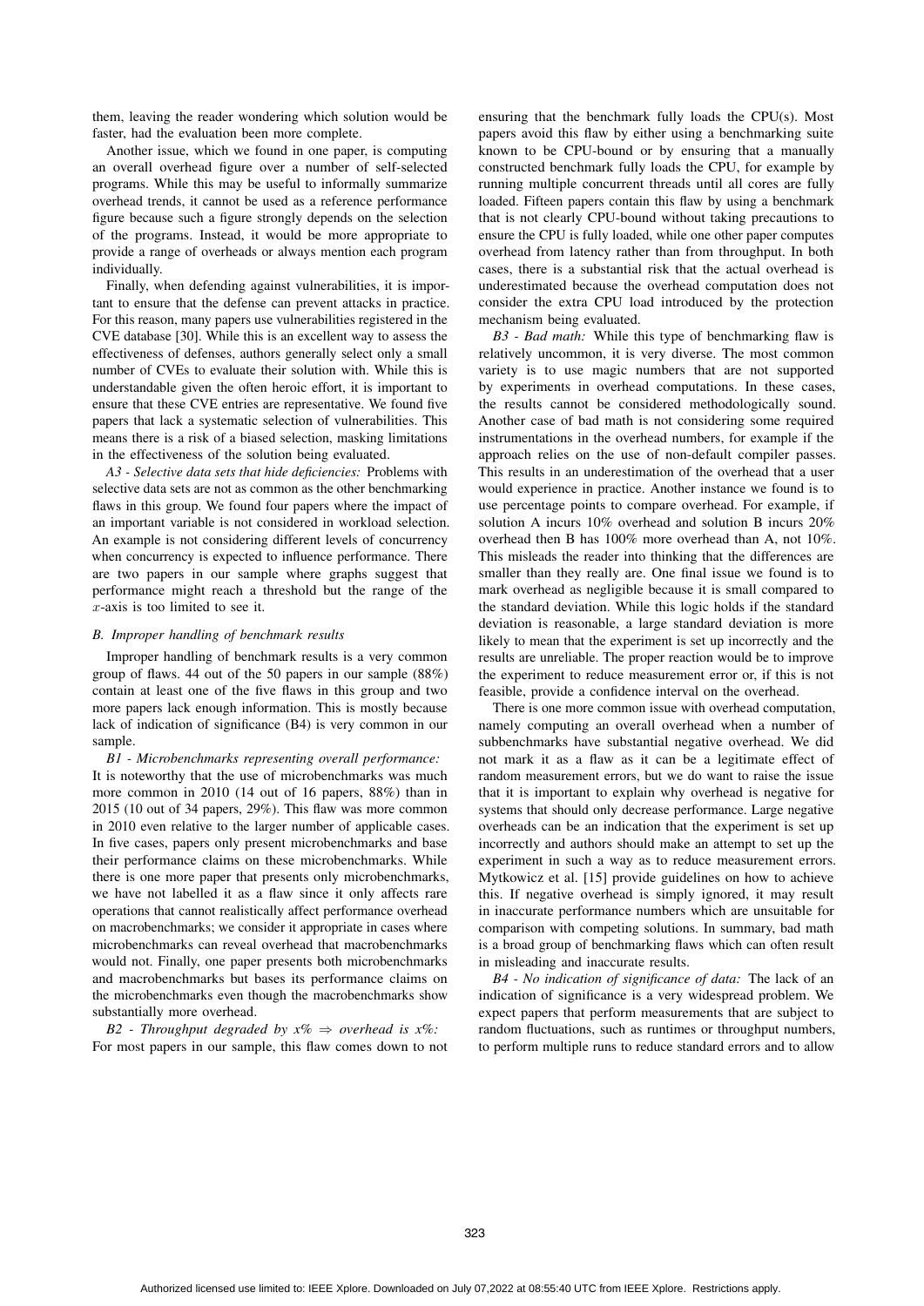them, leaving the reader wondering which solution would be faster, had the evaluation been more complete.

Another issue, which we found in one paper, is computing an overall overhead figure over a number of self-selected programs. While this may be useful to informally summarize overhead trends, it cannot be used as a reference performance figure because such a figure strongly depends on the selection of the programs. Instead, it would be more appropriate to provide a range of overheads or always mention each program individually.

Finally, when defending against vulnerabilities, it is important to ensure that the defense can prevent attacks in practice. For this reason, many papers use vulnerabilities registered in the CVE database [30]. While this is an excellent way to assess the effectiveness of defenses, authors generally select only a small number of CVEs to evaluate their solution with. While this is understandable given the often heroic effort, it is important to ensure that these CVE entries are representative. We found five papers that lack a systematic selection of vulnerabilities. This means there is a risk of a biased selection, masking limitations in the effectiveness of the solution being evaluated.

*A3 - Selective data sets that hide deficiencies:* Problems with selective data sets are not as common as the other benchmarking flaws in this group. We found four papers where the impact of an important variable is not considered in workload selection. An example is not considering different levels of concurrency when concurrency is expected to influence performance. There are two papers in our sample where graphs suggest that performance might reach a threshold but the range of the $x$-axis is too limited to see it.

### B. Improper handling of benchmark results

Improper handling of benchmark results is a very common group of flaws. 44 out of the 50 papers in our sample (88%) contain at least one of the five flaws in this group and two more papers lack enough information. This is mostly because lack of indication of significance (B4) is very common in our sample.

*B1 - Microbenchmarks representing overall performance:* It is noteworthy that the use of microbenchmarks was much more common in 2010 (14 out of 16 papers, 88%) than in 2015 (10 out of 34 papers, 29%). This flaw was more common in 2010 even relative to the larger number of applicable cases. In five cases, papers only present microbenchmarks and base their performance claims on these microbenchmarks. While there is one more paper that presents only microbenchmarks, we have not labelled it as a flaw since it only affects rare operations that cannot realistically affect performance overhead on macrobenchmarks; we consider it appropriate in cases where microbenchmarks can reveal overhead that macrobenchmarks would not. Finally, one paper presents both microbenchmarks and macrobenchmarks but bases its performance claims on the microbenchmarks even though the macrobenchmarks show substantially more overhead.

*B2 - Throughput degraded by x% $\Rightarrow$ overhead is x%:* For most papers in our sample, this flaw comes down to not ensuring that the benchmark fully loads the CPU(s). Most papers avoid this flaw by either using a benchmarking suite known to be CPU-bound or by ensuring that a manually constructed benchmark fully loads the CPU, for example by running multiple concurrent threads until all cores are fully loaded. Fifteen papers contain this flaw by using a benchmark that is not clearly CPU-bound without taking precautions to ensure the CPU is fully loaded, while one other paper computes overhead from latency rather than from throughput. In both cases, there is a substantial risk that the actual overhead is underestimated because the overhead computation does not consider the extra CPU load introduced by the protection mechanism being evaluated.

*B3 - Bad math:* While this type of benchmarking flaw is relatively uncommon, it is very diverse. The most common variety is to use magic numbers that are not supported by experiments in overhead computations. In these cases, the results cannot be considered methodologically sound. Another case of bad math is not considering some required instrumentations in the overhead numbers, for example if the approach relies on the use of non-default compiler passes. This results in an underestimation of the overhead that a user would experience in practice. Another instance we found is to use percentage points to compare overhead. For example, if solution A incurs 10% overhead and solution B incurs 20% overhead then B has 100% more overhead than A, not 10%. This misleads the reader into thinking that the differences are smaller than they really are. One final issue we found is to mark overhead as negligible because it is small compared to the standard deviation. While this logic holds if the standard deviation is reasonable, a large standard deviation is more likely to mean that the experiment is set up incorrectly and the results are unreliable. The proper reaction would be to improve the experiment to reduce measurement error or, if this is not feasible, provide a confidence interval on the overhead.

There is one more common issue with overhead computation, namely computing an overall overhead when a number of subbenchmarks have substantial negative overhead. We did not mark it as a flaw as it can be a legitimate effect of random measurement errors, but we do want to raise the issue that it is important to explain why overhead is negative for systems that should only decrease performance. Large negative overheads can be an indication that the experiment is set up incorrectly and authors should make an attempt to set up the experiment in such a way as to reduce measurement errors. Mytkowicz et al. [15] provide guidelines on how to achieve this. If negative overhead is simply ignored, it may result in inaccurate performance numbers which are unsuitable for comparison with competing solutions. In summary, bad math is a broad group of benchmarking flaws which can often result in misleading and inaccurate results.

*B4 - No indication of significance of data:* The lack of an indication of significance is a very widespread problem. We expect papers that perform measurements that are subject to random fluctuations, such as runtimes or throughput numbers, to perform multiple runs to reduce standard errors and to allow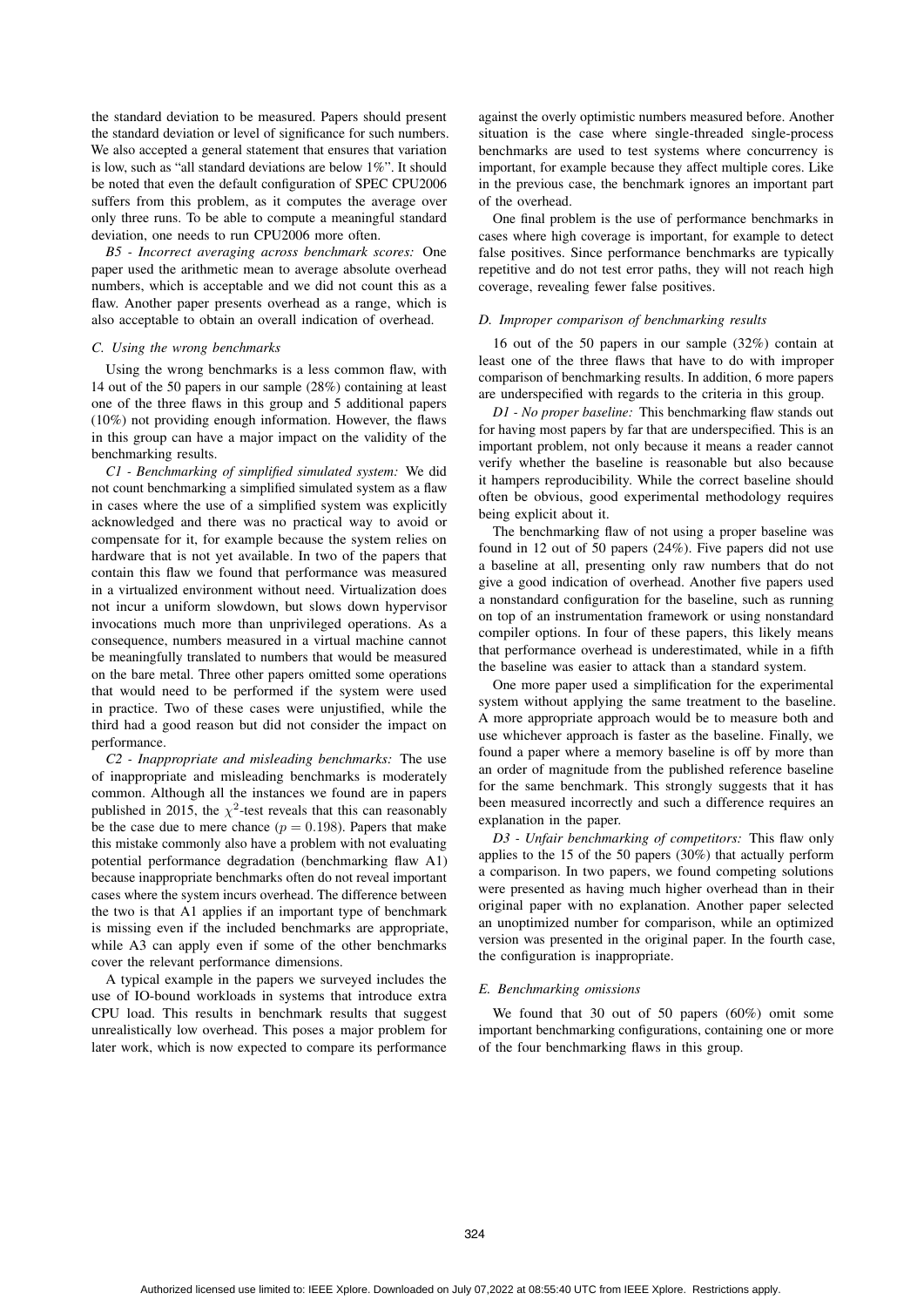the standard deviation to be measured. Papers should present the standard deviation or level of significance for such numbers. We also accepted a general statement that ensures that variation is low, such as "all standard deviations are below 1%". It should be noted that even the default configuration of SPEC CPU2006 suffers from this problem, as it computes the average over only three runs. To be able to compute a meaningful standard deviation, one needs to run CPU2006 more often.

*B5 - Incorrect averaging across benchmark scores:* One paper used the arithmetic mean to average absolute overhead numbers, which is acceptable and we did not count this as a flaw. Another paper presents overhead as a range, which is also acceptable to obtain an overall indication of overhead.

### C. Using the wrong benchmarks

Using the wrong benchmarks is a less common flaw, with 14 out of the 50 papers in our sample (28%) containing at least one of the three flaws in this group and 5 additional papers (10%) not providing enough information. However, the flaws in this group can have a major impact on the validity of the benchmarking results.

*C1 - Benchmarking of simplified simulated system:* We did not count benchmarking a simplified simulated system as a flaw in cases where the use of a simplified system was explicitly acknowledged and there was no practical way to avoid or compensate for it, for example because the system relies on hardware that is not yet available. In two of the papers that contain this flaw we found that performance was measured in a virtualized environment without need. Virtualization does not incur a uniform slowdown, but slows down hypervisor invocations much more than unprivileged operations. As a consequence, numbers measured in a virtual machine cannot be meaningfully translated to numbers that would be measured on the bare metal. Three other papers omitted some operations that would need to be performed if the system were used in practice. Two of these cases were unjustified, while the third had a good reason but did not consider the impact on performance.

*C2 - Inappropriate and misleading benchmarks:* The use of inappropriate and misleading benchmarks is moderately common. Although all the instances we found are in papers published in 2015, the $\chi^2$-test reveals that this can reasonably be the case due to mere chance ($p = 0.198$). Papers that make this mistake commonly also have a problem with not evaluating potential performance degradation (benchmarking flaw A1) because inappropriate benchmarks often do not reveal important cases where the system incurs overhead. The difference between the two is that A1 applies if an important type of benchmark is missing even if the included benchmarks are appropriate, while A3 can apply even if some of the other benchmarks cover the relevant performance dimensions.

A typical example in the papers we surveyed includes the use of IO-bound workloads in systems that introduce extra CPU load. This results in benchmark results that suggest unrealistically low overhead. This poses a major problem for later work, which is now expected to compare its performance against the overly optimistic numbers measured before. Another situation is the case where single-threaded single-process benchmarks are used to test systems where concurrency is important, for example because they affect multiple cores. Like in the previous case, the benchmark ignores an important part of the overhead.

One final problem is the use of performance benchmarks in cases where high coverage is important, for example to detect false positives. Since performance benchmarks are typically repetitive and do not test error paths, they will not reach high coverage, revealing fewer false positives.

### D. Improper comparison of benchmarking results

16 out of the 50 papers in our sample (32%) contain at least one of the three flaws that have to do with improper comparison of benchmarking results. In addition, 6 more papers are underspecified with regards to the criteria in this group.

*D1 - No proper baseline:* This benchmarking flaw stands out for having most papers by far that are underspecified. This is an important problem, not only because it means a reader cannot verify whether the baseline is reasonable but also because it hampers reproducibility. While the correct baseline should often be obvious, good experimental methodology requires being explicit about it.

The benchmarking flaw of not using a proper baseline was found in 12 out of 50 papers (24%). Five papers did not use a baseline at all, presenting only raw numbers that do not give a good indication of overhead. Another five papers used a nonstandard configuration for the baseline, such as running on top of an instrumentation framework or using nonstandard compiler options. In four of these papers, this likely means that performance overhead is underestimated, while in a fifth the baseline was easier to attack than a standard system.

One more paper used a simplification for the experimental system without applying the same treatment to the baseline. A more appropriate approach would be to measure both and use whichever approach is faster as the baseline. Finally, we found a paper where a memory baseline is off by more than an order of magnitude from the published reference baseline for the same benchmark. This strongly suggests that it has been measured incorrectly and such a difference requires an explanation in the paper.

*D3 - Unfair benchmarking of competitors:* This flaw only applies to the 15 of the 50 papers (30%) that actually perform a comparison. In two papers, we found competing solutions were presented as having much higher overhead than in their original paper with no explanation. Another paper selected an unoptimized number for comparison, while an optimized version was presented in the original paper. In the fourth case, the configuration is inappropriate.

### E. Benchmarking omissions

We found that 30 out of 50 papers (60%) omit some important benchmarking configurations, containing one or more of the four benchmarking flaws in this group.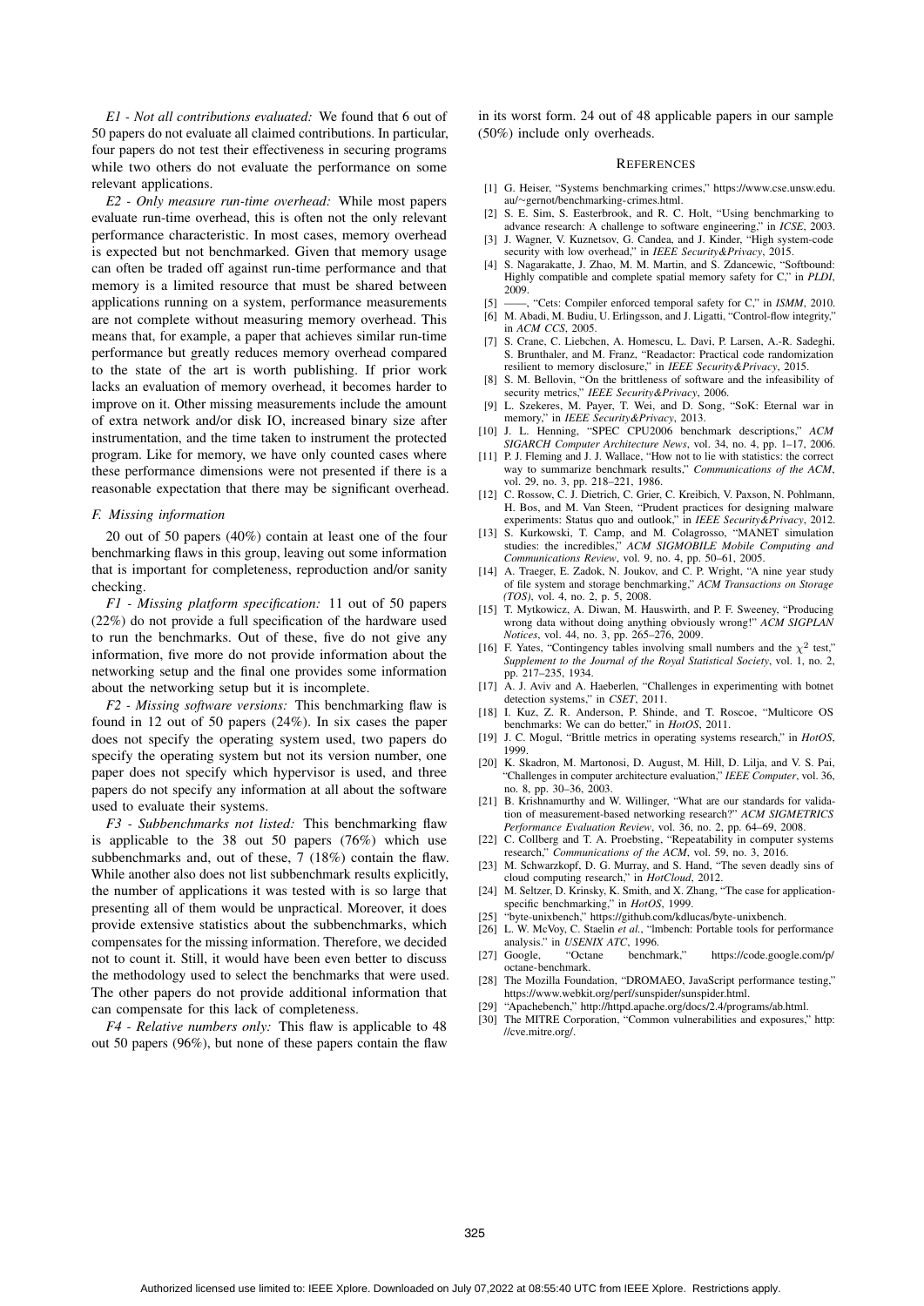*E1 - Not all contributions evaluated:* We found that 6 out of 50 papers do not evaluate all claimed contributions. In particular, four papers do not test their effectiveness in securing programs while two others do not evaluate the performance on some relevant applications.

*E2 - Only measure run-time overhead:* While most papers evaluate run-time overhead, this is often not the only relevant performance characteristic. In most cases, memory overhead is expected but not benchmarked. Given that memory usage can often be traded off against run-time performance and that memory is a limited resource that must be shared between applications running on a system, performance measurements are not complete without measuring memory overhead. This means that, for example, a paper that achieves similar run-time performance but greatly reduces memory overhead compared to the state of the art is worth publishing. If prior work lacks an evaluation of memory overhead, it becomes harder to improve on it. Other missing measurements include the amount of extra network and/or disk IO, increased binary size after instrumentation, and the time taken to instrument the protected program. Like for memory, we have only counted cases where these performance dimensions were not presented if there is a reasonable expectation that there may be significant overhead.

### F. Missing information

20 out of 50 papers (40%) contain at least one of the four benchmarking flaws in this group, leaving out some information that is important for completeness, reproduction and/or sanity checking.

*F1 - Missing platform specification:* 11 out of 50 papers (22%) do not provide a full specification of the hardware used to run the benchmarks. Out of these, five do not give any information, five more do not provide information about the networking setup and the final one provides some information about the networking setup but it is incomplete.

*F2 - Missing software versions:* This benchmarking flaw is found in 12 out of 50 papers (24%). In six cases the paper does not specify the operating system used, two papers do specify the operating system but not its version number, one paper does not specify which hypervisor is used, and three papers do not specify any information at all about the software used to evaluate their systems.

*F3 - Subbenchmarks not listed:* This benchmarking flaw is applicable to the 38 out 50 papers (76%) which use subbenchmarks and, out of these, 7 (18%) contain the flaw. While another also does not list subbenchmark results explicitly, the number of applications it was tested with is so large that presenting all of them would be unpractical. Moreover, it does provide extensive statistics about the subbenchmarks, which compensates for the missing information. Therefore, we decided not to count it. Still, it would have been even better to discuss the methodology used to select the benchmarks that were used. The other papers do not provide additional information that can compensate for this lack of completeness.

*F4 - Relative numbers only:* This flaw is applicable to 48 out 50 papers (96%), but none of these papers contain the flaw in its worst form. 24 out of 48 applicable papers in our sample (50%) include only overheads.

## References

[1] G. Heiser, "Systems benchmarking crimes," https://www.cse.unsw.edu.au/~gernot/benchmarking-crimes.html.

[2] S. E. Sim, S. Easterbrook, and R. C. Holt, "Using benchmarking to advance research: A challenge to software engineering," in *ICSE*, 2003.

[3] J. Wagner, V. Kuznetsov, G. Candea, and J. Kinder, "High system-code security with low overhead," in *IEEE Security&Privacy*, 2015.

[4] S. Nagarakatte, J. Zhao, M. M. Martin, and S. Zdancewic, "Softbound: Highly compatible and complete spatial memory safety for C," in *PLDI*, 2009.

[5] ——, "Cets: Compiler enforced temporal safety for C," in *ISMM*, 2010.

[6] M. Abadi, M. Budiu, U. Erlingsson, and J. Ligatti, "Control-flow integrity," in *ACM CCS*, 2005.

[7] S. Crane, C. Liebchen, A. Homescu, L. Davi, P. Larsen, A.-R. Sadeghi, S. Brunthaler, and M. Franz, "Readactor: Practical code randomization resilient to memory disclosure," in *IEEE Security&Privacy*, 2015.

[8] S. M. Bellovin, "On the brittleness of software and the infeasibility of security metrics," *IEEE Security&Privacy*, 2006.

[9] L. Szekeres, M. Payer, T. Wei, and D. Song, "SoK: Eternal war in memory," in *IEEE Security&Privacy*, 2013.

[10] J. L. Henning, "SPEC CPU2006 benchmark descriptions," *ACM SIGARCH Computer Architecture News*, vol. 34, no. 4, pp. 1–17, 2006.

[11] P. J. Fleming and J. J. Wallace, "How not to lie with statistics: the correct way to summarize benchmark results," *Communications of the ACM*, vol. 29, no. 3, pp. 218–221, 1986.

[12] C. Rossow, C. J. Dietrich, C. Grier, C. Kreibich, V. Paxson, N. Pohlmann, H. Bos, and M. Van Steen, "Prudent practices for designing malware experiments: Status quo and outlook," in *IEEE Security&Privacy*, 2012.

[13] S. Kurkowski, T. Camp, and M. Colagrosso, "MANET simulation studies: the incredibles," *ACM SIGMOBILE Mobile Computing and Communications Review*, vol. 9, no. 4, pp. 50–61, 2005.

[14] A. Traeger, E. Zadok, N. Joukov, and C. P. Wright, "A nine year study of file system and storage benchmarking," *ACM Transactions on Storage (TOS)*, vol. 4, no. 2, p. 5, 2008.

[15] T. Mytkowicz, A. Diwan, M. Hauswirth, and P. F. Sweeney, "Producing wrong data without doing anything obviously wrong!" *ACM SIGPLAN Notices*, vol. 44, no. 3, pp. 265–276, 2009.

[16] F. Yates, "Contingency tables involving small numbers and the $\chi^2$ test," *Supplement to the Journal of the Royal Statistical Society*, vol. 1, no. 2, pp. 217–235, 1934.

[17] A. J. Aviv and A. Haeberlen, "Challenges in experimenting with botnet detection systems," in *CSET*, 2011.

[18] I. Kuz, Z. R. Anderson, P. Shinde, and T. Roscoe, "Multicore OS benchmarks: We can do better," in *HotOS*, 2011.

[19] J. C. Mogul, "Brittle metrics in operating systems research," in *HotOS*, 1999.

[20] K. Skadron, M. Martonosi, D. August, M. Hill, D. Lilja, and V. S. Pai, "Challenges in computer architecture evaluation," *IEEE Computer*, vol. 36, no. 8, pp. 30–36, 2003.

[21] B. Krishnamurthy and W. Willinger, "What are our standards for validation of measurement-based networking research?" *ACM SIGMETRICS Performance Evaluation Review*, vol. 36, no. 2, pp. 64–69, 2008.

[22] C. Collberg and T. A. Proebsting, "Repeatability in computer systems research," *Communications of the ACM*, vol. 59, no. 3, 2016.

[23] M. Schwarzkopf, D. G. Murray, and S. Hand, "The seven deadly sins of cloud computing research," in *HotCloud*, 2012.

[24] M. Seltzer, D. Krinsky, K. Smith, and X. Zhang, "The case for application-specific benchmarking," in *HotOS*, 1999.

[25] "byte-unixbench," https://github.com/kdlucas/byte-unixbench.

[26] L. W. McVoy, C. Staelin *et al.*, "lmbench: Portable tools for performance analysis." in *USENIX ATC*, 1996.

[27] Google, "Octane benchmark," https://code.google.com/p/octane-benchmark.

[28] The Mozilla Foundation, "DROMAEO, JavaScript performance testing," https://www.webkit.org/perf/sunspider/sunspider.html.

[29] "Apachebench," http://httpd.apache.org/docs/2.4/programs/ab.html.

[30] The MITRE Corporation, "Common vulnerabilities and exposures," http://cve.mitre.org/.